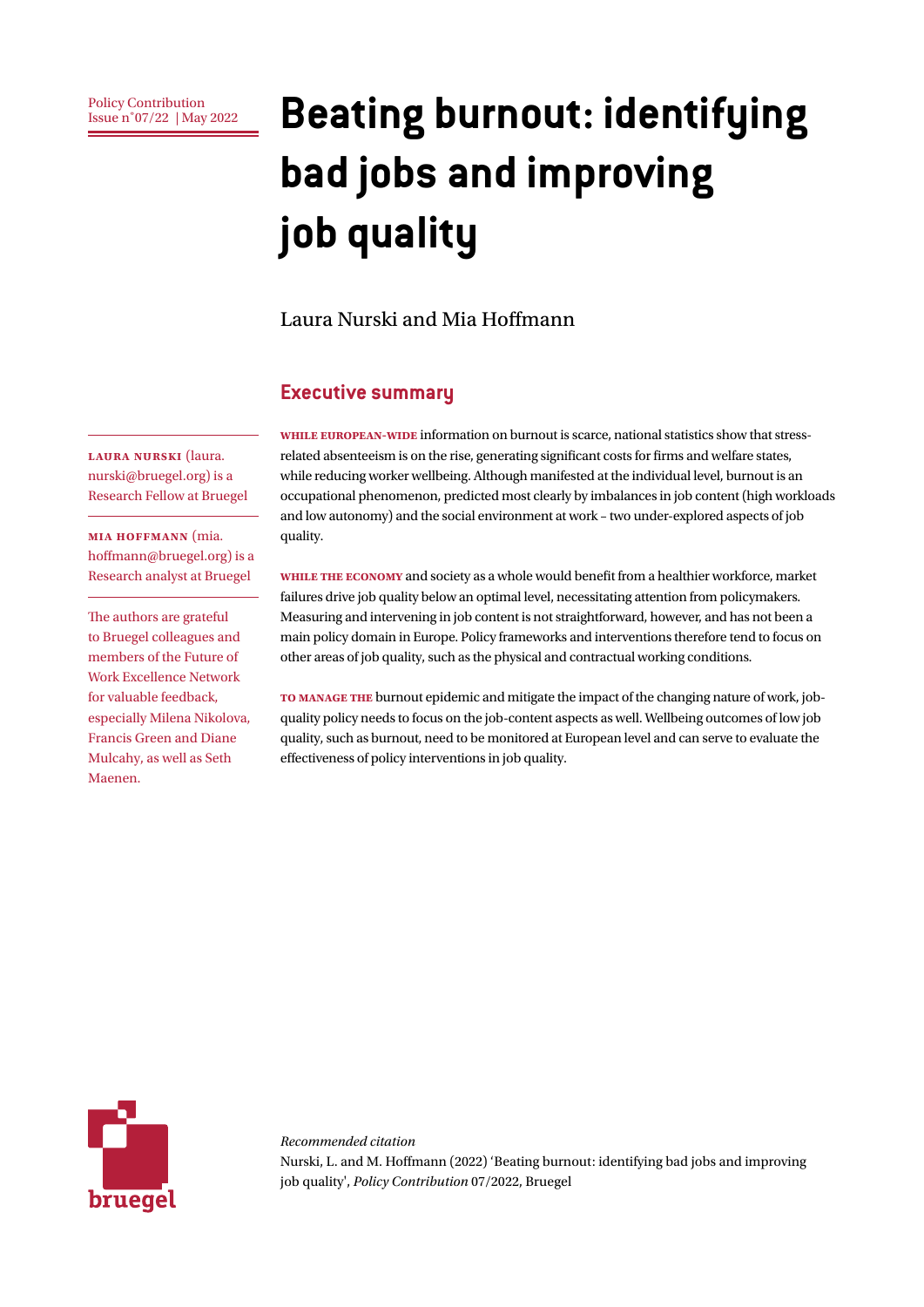Policy Contribution
Issue n˚07/22 | May 2022

# Beating burnout: identifying bad jobs and improving job quality

Laura Nurski and Mia Hoffmann

**LAURA NURSKI** (laura.nurski@bruegel.org) is a Research Fellow at Bruegel

**MIA HOFFMANN** (mia.hoffmann@bruegel.org) is a Research analyst at Bruegel

The authors are grateful to Bruegel colleagues and members of the Future of Work Excellence Network for valuable feedback, especially Milena Nikolova, Francis Green and Diane Mulcahy, as well as Seth Maenen.

## Executive summary

**WHILE EUROPEAN-WIDE** information on burnout is scarce, national statistics show that stress-related absenteeism is on the rise, generating significant costs for firms and welfare states, while reducing worker wellbeing. Although manifested at the individual level, burnout is an occupational phenomenon, predicted most clearly by imbalances in job content (high workloads and low autonomy) and the social environment at work – two under-explored aspects of job quality.

**WHILE THE ECONOMY** and society as a whole would benefit from a healthier workforce, market failures drive job quality below an optimal level, necessitating attention from policymakers. Measuring and intervening in job content is not straightforward, however, and has not been a main policy domain in Europe. Policy frameworks and interventions therefore tend to focus on other areas of job quality, such as the physical and contractual working conditions.

**TO MANAGE THE** burnout epidemic and mitigate the impact of the changing nature of work, job-quality policy needs to focus on the job-content aspects as well. Wellbeing outcomes of low job quality, such as burnout, need to be monitored at European level and can serve to evaluate the effectiveness of policy interventions in job quality.

*Recommended citation*
Nurski, L. and M. Hoffmann (2022) 'Beating burnout: identifying bad jobs and improving job quality', *Policy Contribution* 07/2022, Bruegel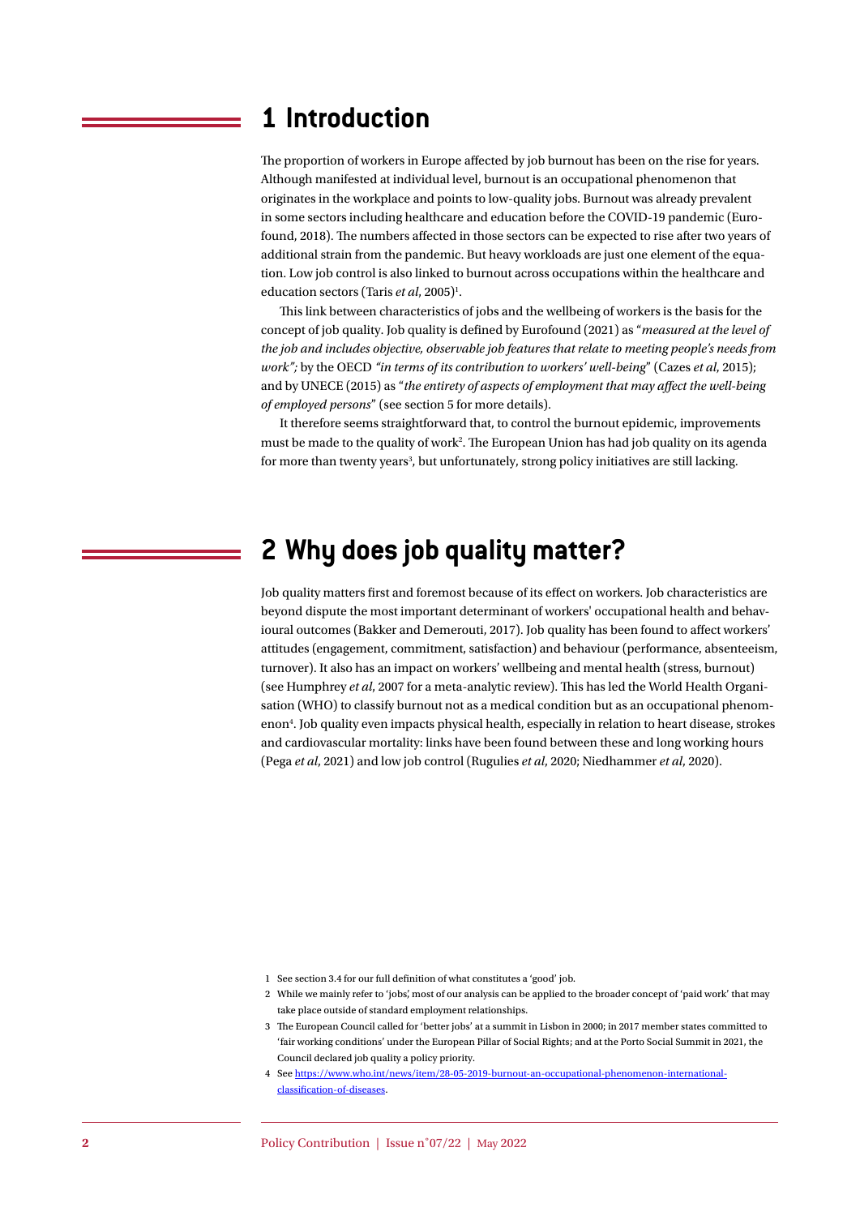# 1 Introduction

The proportion of workers in Europe affected by job burnout has been on the rise for years. Although manifested at individual level, burnout is an occupational phenomenon that originates in the workplace and points to low-quality jobs. Burnout was already prevalent in some sectors including healthcare and education before the COVID-19 pandemic (Eurofound, 2018). The numbers affected in those sectors can be expected to rise after two years of additional strain from the pandemic. But heavy workloads are just one element of the equation. Low job control is also linked to burnout across occupations within the healthcare and education sectors (Taris *et al*, 2005)[1].

This link between characteristics of jobs and the wellbeing of workers is the basis for the concept of job quality. Job quality is defined by Eurofound (2021) as "*measured at the level of the job and includes objective, observable job features that relate to meeting people's needs from work";* by the OECD *"in terms of its contribution to workers' well-being*" (Cazes *et al*, 2015); and by UNECE (2015) as "*the entirety of aspects of employment that may affect the well-being of employed persons*" (see section 5 for more details).

It therefore seems straightforward that, to control the burnout epidemic, improvements must be made to the quality of work[2]. The European Union has had job quality on its agenda for more than twenty years[3], but unfortunately, strong policy initiatives are still lacking.

# 2 Why does job quality matter?

Job quality matters first and foremost because of its effect on workers. Job characteristics are beyond dispute the most important determinant of workers' occupational health and behavioural outcomes (Bakker and Demerouti, 2017). Job quality has been found to affect workers' attitudes (engagement, commitment, satisfaction) and behaviour (performance, absenteeism, turnover). It also has an impact on workers' wellbeing and mental health (stress, burnout) (see Humphrey *et al*, 2007 for a meta-analytic review). This has led the World Health Organisation (WHO) to classify burnout not as a medical condition but as an occupational phenomenon[4]. Job quality even impacts physical health, especially in relation to heart disease, strokes and cardiovascular mortality: links have been found between these and long working hours (Pega *et al*, 2021) and low job control (Rugulies *et al*, 2020; Niedhammer *et al*, 2020).

---

1 See section 3.4 for our full definition of what constitutes a 'good' job.

2 While we mainly refer to 'jobs', most of our analysis can be applied to the broader concept of 'paid work' that may take place outside of standard employment relationships.

3 The European Council called for 'better jobs' at a summit in Lisbon in 2000; in 2017 member states committed to 'fair working conditions' under the European Pillar of Social Rights; and at the Porto Social Summit in 2021, the Council declared job quality a policy priority.

4 See https://www.who.int/news/item/28-05-2019-burnout-an-occupational-phenomenon-international-classification-of-diseases.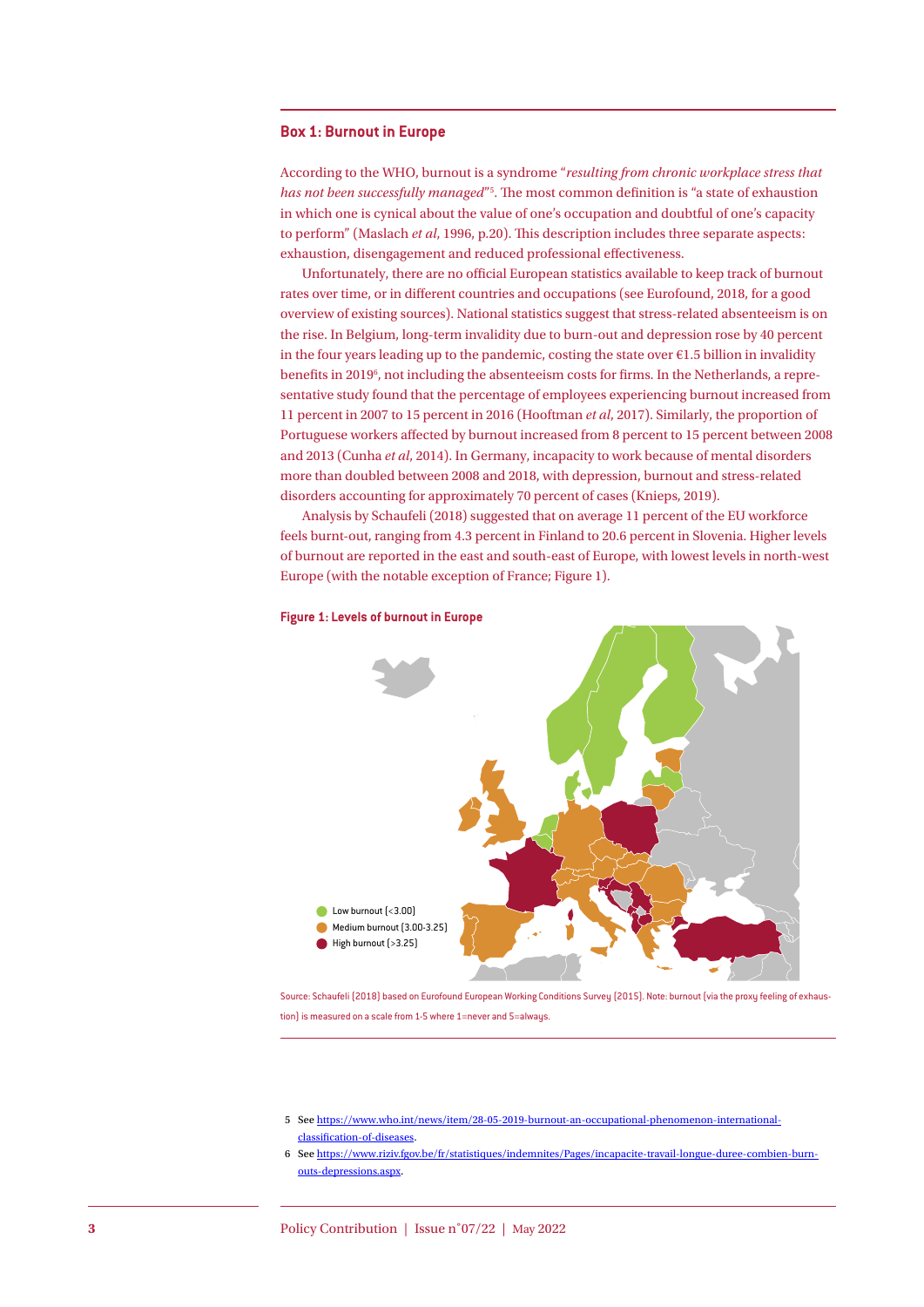### Box 1: Burnout in Europe

According to the WHO, burnout is a syndrome "*resulting from chronic workplace stress that has not been successfully managed*"[5]. The most common definition is "a state of exhaustion in which one is cynical about the value of one's occupation and doubtful of one's capacity to perform" (Maslach *et al*, 1996, p.20). This description includes three separate aspects: exhaustion, disengagement and reduced professional effectiveness.

Unfortunately, there are no official European statistics available to keep track of burnout rates over time, or in different countries and occupations (see Eurofound, 2018, for a good overview of existing sources). National statistics suggest that stress-related absenteeism is on the rise. In Belgium, long-term invalidity due to burn-out and depression rose by 40 percent in the four years leading up to the pandemic, costing the state over €1.5 billion in invalidity benefits in 2019[6], not including the absenteeism costs for firms. In the Netherlands, a representative study found that the percentage of employees experiencing burnout increased from 11 percent in 2007 to 15 percent in 2016 (Hooftman *et al*, 2017). Similarly, the proportion of Portuguese workers affected by burnout increased from 8 percent to 15 percent between 2008 and 2013 (Cunha *et al*, 2014). In Germany, incapacity to work because of mental disorders more than doubled between 2008 and 2018, with depression, burnout and stress-related disorders accounting for approximately 70 percent of cases (Knieps, 2019).

Analysis by Schaufeli (2018) suggested that on average 11 percent of the EU workforce feels burnt-out, ranging from 4.3 percent in Finland to 20.6 percent in Slovenia. Higher levels of burnout are reported in the east and south-east of Europe, with lowest levels in north-west Europe (with the notable exception of France; Figure 1).

**Figure 1: Levels of burnout in Europe**

- Low burnout (<3.00)
- Medium burnout (3.00-3.25)
- High burnout (>3.25)

Source: Schaufeli (2018) based on Eurofound European Working Conditions Survey (2015). Note: burnout (via the proxy feeling of exhaustion) is measured on a scale from 1-5 where 1=never and 5=always.

5 See https://www.who.int/news/item/28-05-2019-burnout-an-occupational-phenomenon-international-classification-of-diseases.

6 See https://www.riziv.fgov.be/fr/statistiques/indemnites/Pages/incapacite-travail-longue-duree-combien-burn-outs-depressions.aspx.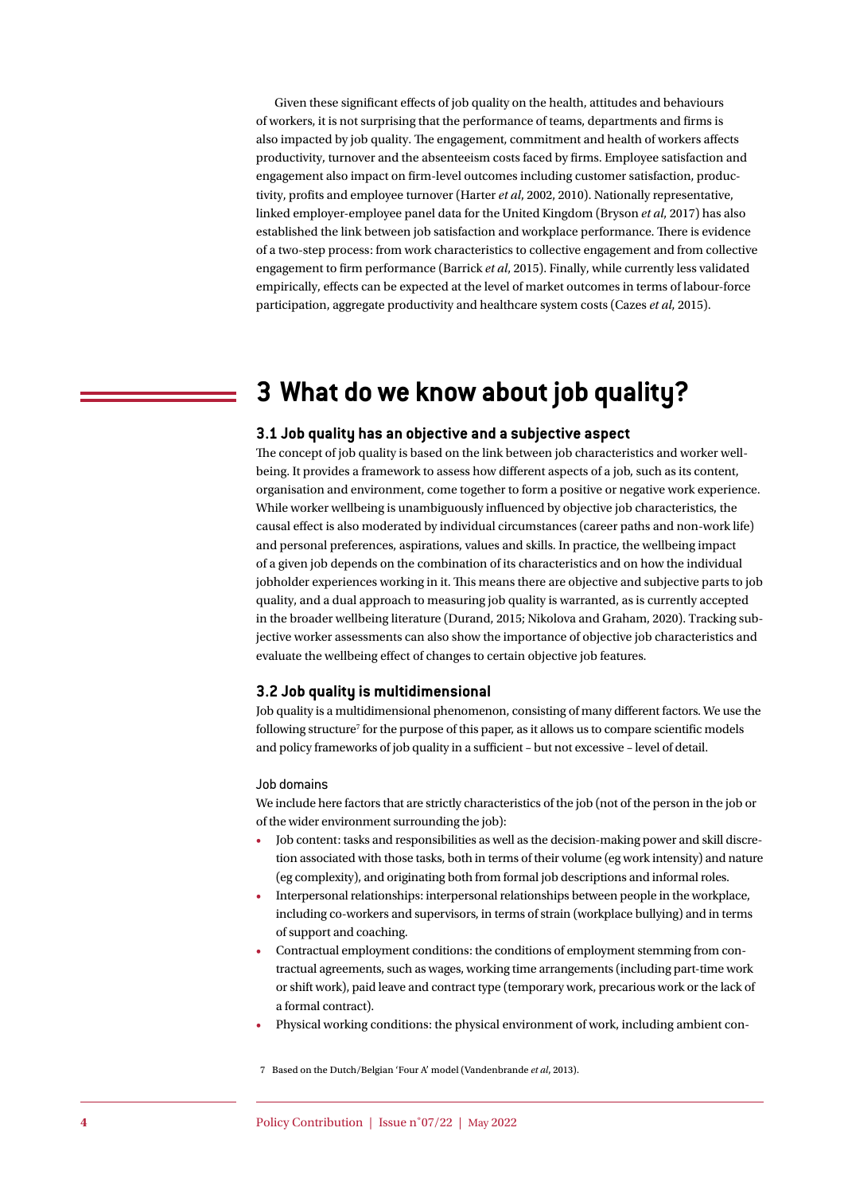Given these significant effects of job quality on the health, attitudes and behaviours of workers, it is not surprising that the performance of teams, departments and firms is also impacted by job quality. The engagement, commitment and health of workers affects productivity, turnover and the absenteeism costs faced by firms. Employee satisfaction and engagement also impact on firm-level outcomes including customer satisfaction, productivity, profits and employee turnover (Harter *et al*, 2002, 2010). Nationally representative, linked employer-employee panel data for the United Kingdom (Bryson *et al*, 2017) has also established the link between job satisfaction and workplace performance. There is evidence of a two-step process: from work characteristics to collective engagement and from collective engagement to firm performance (Barrick *et al*, 2015). Finally, while currently less validated empirically, effects can be expected at the level of market outcomes in terms of labour-force participation, aggregate productivity and healthcare system costs (Cazes *et al*, 2015).

# 3 What do we know about job quality?

## 3.1 Job quality has an objective and a subjective aspect

The concept of job quality is based on the link between job characteristics and worker wellbeing. It provides a framework to assess how different aspects of a job, such as its content, organisation and environment, come together to form a positive or negative work experience. While worker wellbeing is unambiguously influenced by objective job characteristics, the causal effect is also moderated by individual circumstances (career paths and non-work life) and personal preferences, aspirations, values and skills. In practice, the wellbeing impact of a given job depends on the combination of its characteristics and on how the individual jobholder experiences working in it. This means there are objective and subjective parts to job quality, and a dual approach to measuring job quality is warranted, as is currently accepted in the broader wellbeing literature (Durand, 2015; Nikolova and Graham, 2020). Tracking subjective worker assessments can also show the importance of objective job characteristics and evaluate the wellbeing effect of changes to certain objective job features.

## 3.2 Job quality is multidimensional

Job quality is a multidimensional phenomenon, consisting of many different factors. We use the following structure[7] for the purpose of this paper, as it allows us to compare scientific models and policy frameworks of job quality in a sufficient – but not excessive – level of detail.

### Job domains

We include here factors that are strictly characteristics of the job (not of the person in the job or of the wider environment surrounding the job):

- Job content: tasks and responsibilities as well as the decision-making power and skill discretion associated with those tasks, both in terms of their volume (eg work intensity) and nature (eg complexity), and originating both from formal job descriptions and informal roles.
- Interpersonal relationships: interpersonal relationships between people in the workplace, including co-workers and supervisors, in terms of strain (workplace bullying) and in terms of support and coaching.
- Contractual employment conditions: the conditions of employment stemming from contractual agreements, such as wages, working time arrangements (including part-time work or shift work), paid leave and contract type (temporary work, precarious work or the lack of a formal contract).
- Physical working conditions: the physical environment of work, including ambient con-

7 Based on the Dutch/Belgian 'Four A' model (Vandenbrande *et al*, 2013).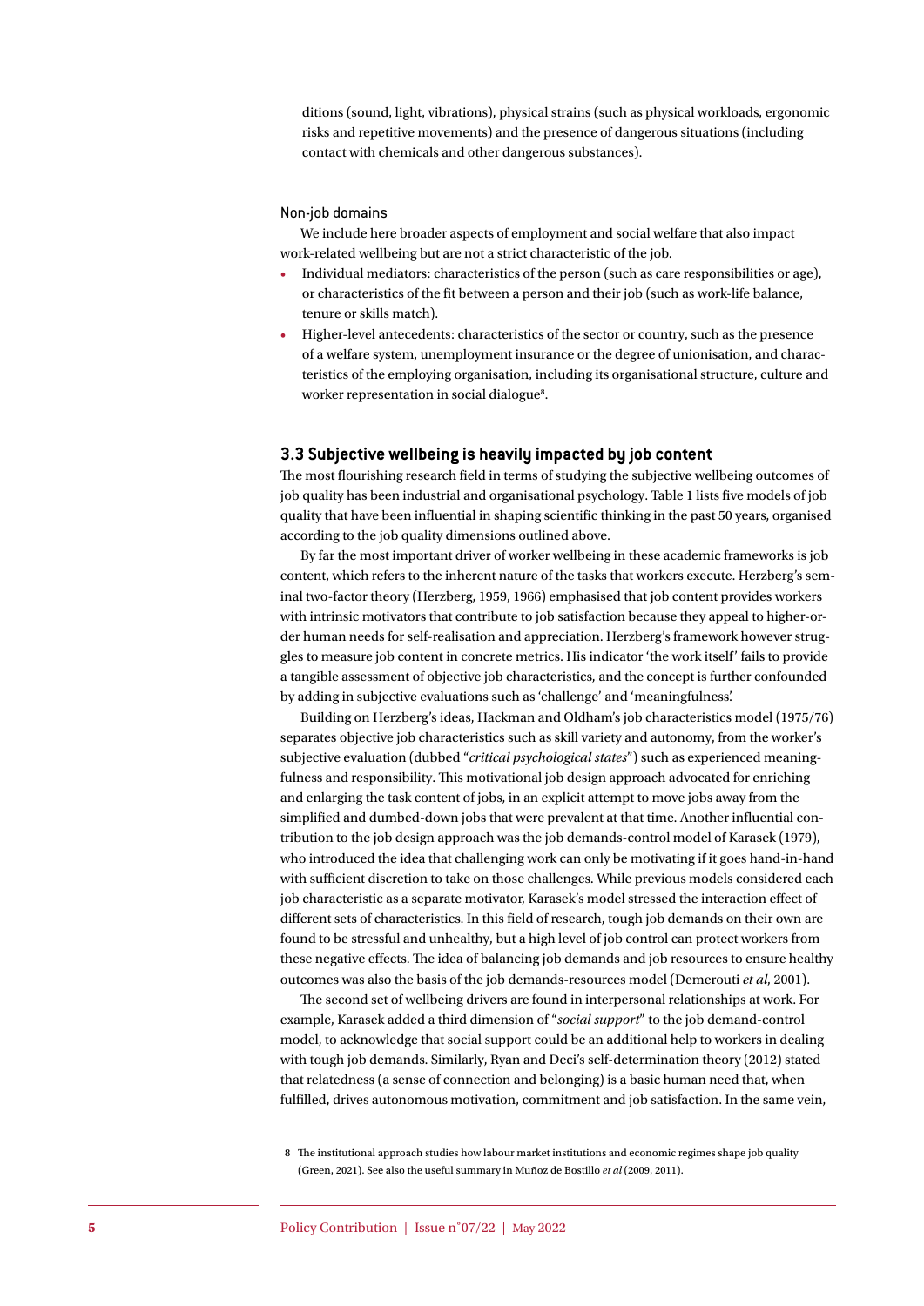ditions (sound, light, vibrations), physical strains (such as physical workloads, ergonomic risks and repetitive movements) and the presence of dangerous situations (including contact with chemicals and other dangerous substances).

#### Non-job domains

We include here broader aspects of employment and social welfare that also impact work-related wellbeing but are not a strict characteristic of the job.

- Individual mediators: characteristics of the person (such as care responsibilities or age), or characteristics of the fit between a person and their job (such as work-life balance, tenure or skills match).
- Higher-level antecedents: characteristics of the sector or country, such as the presence of a welfare system, unemployment insurance or the degree of unionisation, and characteristics of the employing organisation, including its organisational structure, culture and worker representation in social dialogue[8].

### 3.3 Subjective wellbeing is heavily impacted by job content

The most flourishing research field in terms of studying the subjective wellbeing outcomes of job quality has been industrial and organisational psychology. Table 1 lists five models of job quality that have been influential in shaping scientific thinking in the past 50 years, organised according to the job quality dimensions outlined above.

By far the most important driver of worker wellbeing in these academic frameworks is job content, which refers to the inherent nature of the tasks that workers execute. Herzberg's seminal two-factor theory (Herzberg, 1959, 1966) emphasised that job content provides workers with intrinsic motivators that contribute to job satisfaction because they appeal to higher-order human needs for self-realisation and appreciation. Herzberg's framework however struggles to measure job content in concrete metrics. His indicator 'the work itself' fails to provide a tangible assessment of objective job characteristics, and the concept is further confounded by adding in subjective evaluations such as 'challenge' and 'meaningfulness'.

Building on Herzberg's ideas, Hackman and Oldham's job characteristics model (1975/76) separates objective job characteristics such as skill variety and autonomy, from the worker's subjective evaluation (dubbed "*critical psychological states*") such as experienced meaningfulness and responsibility. This motivational job design approach advocated for enriching and enlarging the task content of jobs, in an explicit attempt to move jobs away from the simplified and dumbed-down jobs that were prevalent at that time. Another influential contribution to the job design approach was the job demands-control model of Karasek (1979), who introduced the idea that challenging work can only be motivating if it goes hand-in-hand with sufficient discretion to take on those challenges. While previous models considered each job characteristic as a separate motivator, Karasek's model stressed the interaction effect of different sets of characteristics. In this field of research, tough job demands on their own are found to be stressful and unhealthy, but a high level of job control can protect workers from these negative effects. The idea of balancing job demands and job resources to ensure healthy outcomes was also the basis of the job demands-resources model (Demerouti *et al*, 2001).

The second set of wellbeing drivers are found in interpersonal relationships at work. For example, Karasek added a third dimension of "*social support*" to the job demand-control model, to acknowledge that social support could be an additional help to workers in dealing with tough job demands. Similarly, Ryan and Deci's self-determination theory (2012) stated that relatedness (a sense of connection and belonging) is a basic human need that, when fulfilled, drives autonomous motivation, commitment and job satisfaction. In the same vein,

[8] The institutional approach studies how labour market institutions and economic regimes shape job quality (Green, 2021). See also the useful summary in Muñoz de Bostillo *et al* (2009, 2011).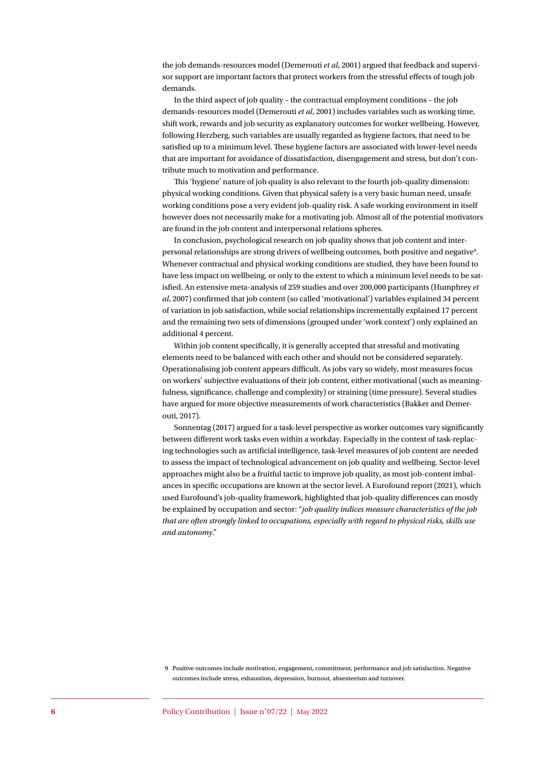the job demands-resources model (Demerouti *et al*, 2001) argued that feedback and supervisor support are important factors that protect workers from the stressful effects of tough job demands.

In the third aspect of job quality – the contractual employment conditions – the job demands-resources model (Demerouti *et al*, 2001) includes variables such as working time, shift work, rewards and job security as explanatory outcomes for worker wellbeing. However, following Herzberg, such variables are usually regarded as hygiene factors, that need to be satisfied up to a minimum level. These hygiene factors are associated with lower-level needs that are important for avoidance of dissatisfaction, disengagement and stress, but don't contribute much to motivation and performance.

This 'hygiene' nature of job quality is also relevant to the fourth job-quality dimension: physical working conditions. Given that physical safety is a very basic human need, unsafe working conditions pose a very evident job-quality risk. A safe working environment in itself however does not necessarily make for a motivating job. Almost all of the potential motivators are found in the job content and interpersonal relations spheres.

In conclusion, psychological research on job quality shows that job content and interpersonal relationships are strong drivers of wellbeing outcomes, both positive and negative[9]. Whenever contractual and physical working conditions are studied, they have been found to have less impact on wellbeing, or only to the extent to which a minimum level needs to be satisfied. An extensive meta-analysis of 259 studies and over 200,000 participants (Humphrey *et al*, 2007) confirmed that job content (so called 'motivational') variables explained 34 percent of variation in job satisfaction, while social relationships incrementally explained 17 percent and the remaining two sets of dimensions (grouped under 'work context') only explained an additional 4 percent.

Within job content specifically, it is generally accepted that stressful and motivating elements need to be balanced with each other and should not be considered separately. Operationalising job content appears difficult. As jobs vary so widely, most measures focus on workers' subjective evaluations of their job content, either motivational (such as meaningfulness, significance, challenge and complexity) or straining (time pressure). Several studies have argued for more objective measurements of work characteristics (Bakker and Demerouti, 2017).

Sonnentag (2017) argued for a task-level perspective as worker outcomes vary significantly between different work tasks even within a workday. Especially in the context of task-replacing technologies such as artificial intelligence, task-level measures of job content are needed to assess the impact of technological advancement on job quality and wellbeing. Sector-level approaches might also be a fruitful tactic to improve job quality, as most job-content imbalances in specific occupations are known at the sector level. A Eurofound report (2021), which used Eurofound's job-quality framework, highlighted that job-quality differences can mostly be explained by occupation and sector: "*job quality indices measure characteristics of the job that are often strongly linked to occupations, especially with regard to physical risks, skills use and autonomy*."

9 Positive outcomes include motivation, engagement, commitment, performance and job satisfaction. Negative outcomes include stress, exhaustion, depression, burnout, absenteeism and turnover.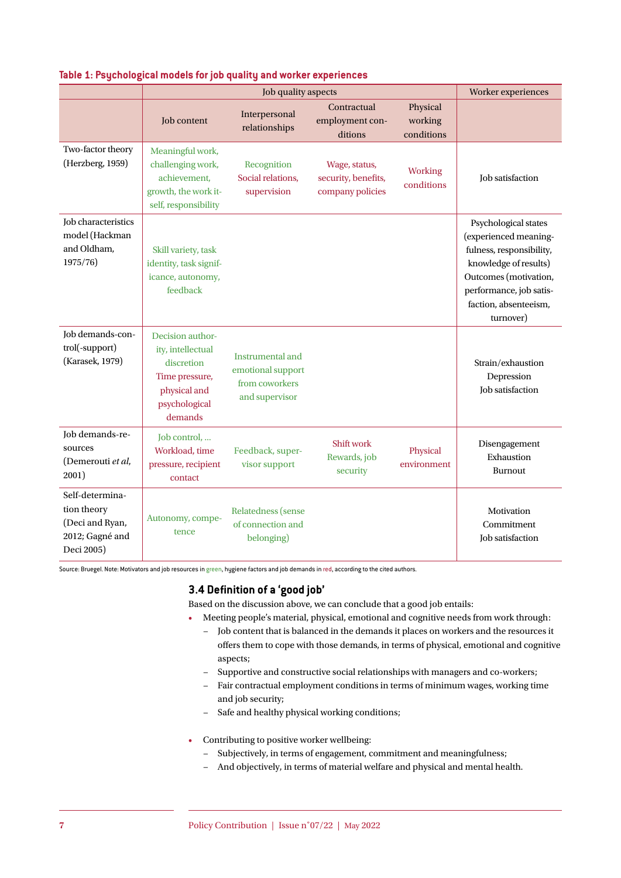**Table 1: Psychological models for job quality and worker experiences**

| | Job quality aspects | | | | Worker experiences |
|---|---|---|---|---|---|
| | Job content | Interpersonal relationships | Contractual employment conditions | Physical working conditions | |
| Two-factor theory (Herzberg, 1959) | Meaningful work, challenging work, achievement, growth, the work itself, responsibility | Recognition Social relations, supervision | Wage, status, security, benefits, company policies | Working conditions | Job satisfaction |
| Job characteristics model (Hackman and Oldham, 1975/76) | Skill variety, task identity, task significance, autonomy, feedback | | | | Psychological states (experienced meaningfulness, responsibility, knowledge of results) Outcomes (motivation, performance, job satisfaction, absenteeism, turnover) |
| Job demands-control(-support) (Karasek, 1979) | Decision authority, intellectual discretion Time pressure, physical and psychological demands | Instrumental and emotional support from coworkers and supervisor | | | Strain/exhaustion Depression Job satisfaction |
| Job demands-resources (Demerouti *et al*, 2001) | Job control, … Workload, time pressure, recipient contact | Feedback, supervisor support | Shift work Rewards, job security | Physical environment | Disengagement Exhaustion Burnout |
| Self-determination theory (Deci and Ryan, 2012; Gagné and Deci 2005) | Autonomy, competence | Relatedness (sense of connection and belonging) | | | Motivation Commitment Job satisfaction |

Source: Bruegel. Note: Motivators and job resources in green, hygiene factors and job demands in red, according to the cited authors.

### 3.4 Definition of a 'good job'

Based on the discussion above, we can conclude that a good job entails:

- Meeting people's material, physical, emotional and cognitive needs from work through:
  - Job content that is balanced in the demands it places on workers and the resources it offers them to cope with those demands, in terms of physical, emotional and cognitive aspects;
  - Supportive and constructive social relationships with managers and co-workers;
  - Fair contractual employment conditions in terms of minimum wages, working time and job security;
  - Safe and healthy physical working conditions;

- Contributing to positive worker wellbeing:
  - Subjectively, in terms of engagement, commitment and meaningfulness;
  - And objectively, in terms of material welfare and physical and mental health.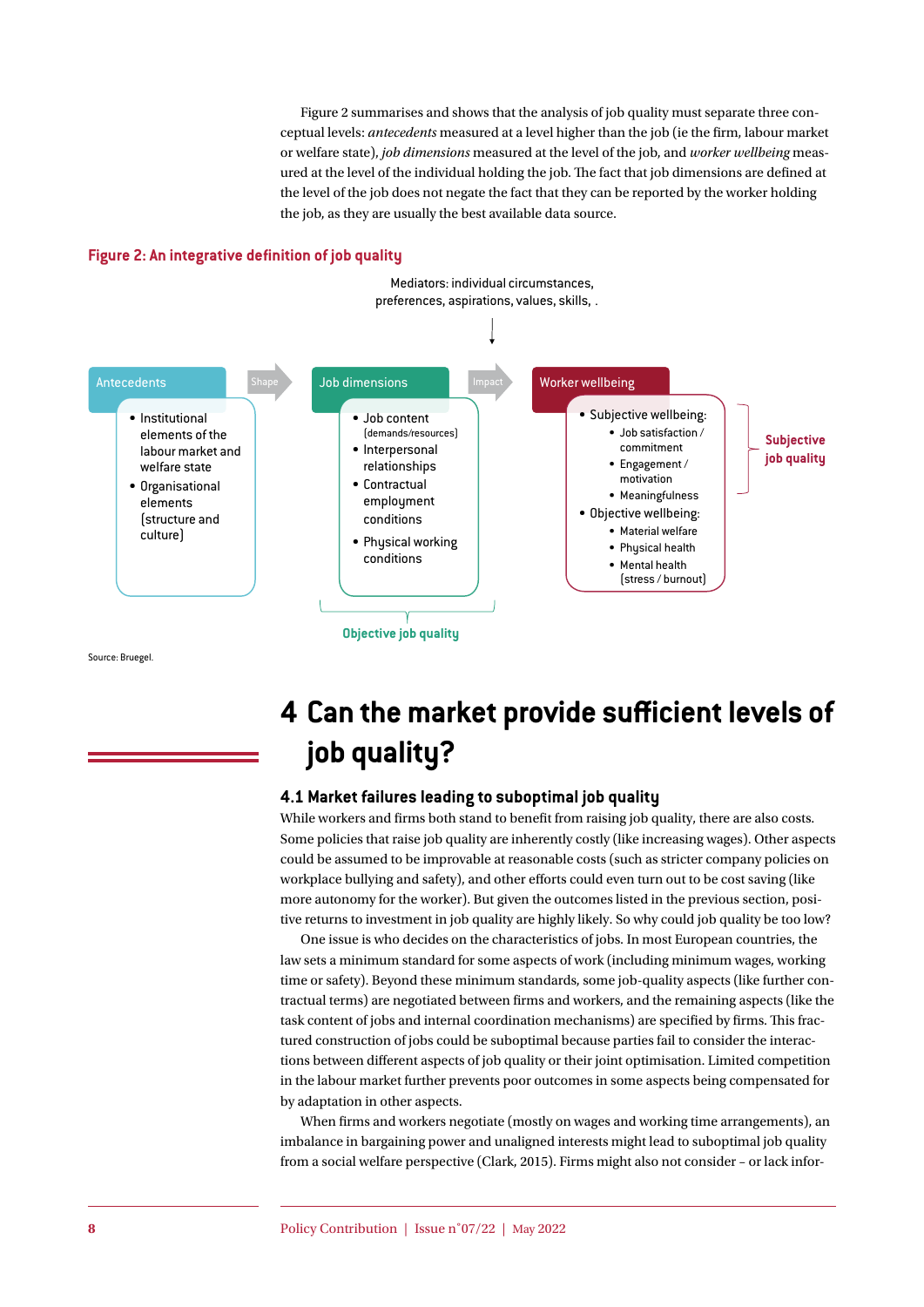Figure 2 summarises and shows that the analysis of job quality must separate three conceptual levels: *antecedents* measured at a level higher than the job (ie the firm, labour market or welfare state), *job dimensions* measured at the level of the job, and *worker wellbeing* measured at the level of the individual holding the job. The fact that job dimensions are defined at the level of the job does not negate the fact that they can be reported by the worker holding the job, as they are usually the best available data source.

**Figure 2: An integrative definition of job quality**

Mediators: individual circumstances, preferences, aspirations, values, skills, .

**Antecedents** → Shape →

- Institutional elements of the labour market and welfare state
- Organisational elements (structure and culture)

**Job dimensions** → Impact →

- Job content (demands/resources)
- Interpersonal relationships
- Contractual employment conditions
- Physical working conditions

*Objective job quality*

**Worker wellbeing**

- Subjective wellbeing:
  - Job satisfaction / commitment
  - Engagement / motivation
  - Meaningfulness
- Objective wellbeing:
  - Material welfare
  - Physical health
  - Mental health (stress / burnout)

*Subjective job quality*

Source: Bruegel.

# 4 Can the market provide sufficient levels of job quality?

## 4.1 Market failures leading to suboptimal job quality

While workers and firms both stand to benefit from raising job quality, there are also costs. Some policies that raise job quality are inherently costly (like increasing wages). Other aspects could be assumed to be improvable at reasonable costs (such as stricter company policies on workplace bullying and safety), and other efforts could even turn out to be cost saving (like more autonomy for the worker). But given the outcomes listed in the previous section, positive returns to investment in job quality are highly likely. So why could job quality be too low?

One issue is who decides on the characteristics of jobs. In most European countries, the law sets a minimum standard for some aspects of work (including minimum wages, working time or safety). Beyond these minimum standards, some job-quality aspects (like further contractual terms) are negotiated between firms and workers, and the remaining aspects (like the task content of jobs and internal coordination mechanisms) are specified by firms. This fractured construction of jobs could be suboptimal because parties fail to consider the interactions between different aspects of job quality or their joint optimisation. Limited competition in the labour market further prevents poor outcomes in some aspects being compensated for by adaptation in other aspects.

When firms and workers negotiate (mostly on wages and working time arrangements), an imbalance in bargaining power and unaligned interests might lead to suboptimal job quality from a social welfare perspective (Clark, 2015). Firms might also not consider – or lack infor-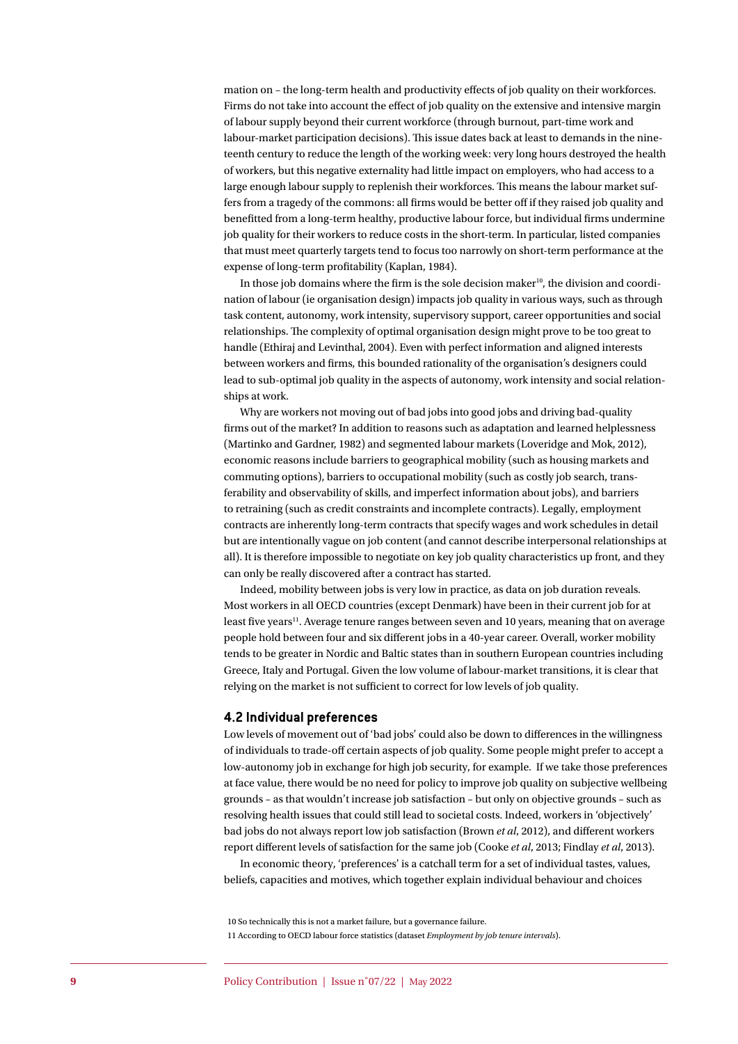mation on – the long-term health and productivity effects of job quality on their workforces. Firms do not take into account the effect of job quality on the extensive and intensive margin of labour supply beyond their current workforce (through burnout, part-time work and labour-market participation decisions). This issue dates back at least to demands in the nineteenth century to reduce the length of the working week: very long hours destroyed the health of workers, but this negative externality had little impact on employers, who had access to a large enough labour supply to replenish their workforces. This means the labour market suffers from a tragedy of the commons: all firms would be better off if they raised job quality and benefitted from a long-term healthy, productive labour force, but individual firms undermine job quality for their workers to reduce costs in the short-term. In particular, listed companies that must meet quarterly targets tend to focus too narrowly on short-term performance at the expense of long-term profitability (Kaplan, 1984).

In those job domains where the firm is the sole decision maker[10], the division and coordination of labour (ie organisation design) impacts job quality in various ways, such as through task content, autonomy, work intensity, supervisory support, career opportunities and social relationships. The complexity of optimal organisation design might prove to be too great to handle (Ethiraj and Levinthal, 2004). Even with perfect information and aligned interests between workers and firms, this bounded rationality of the organisation's designers could lead to sub-optimal job quality in the aspects of autonomy, work intensity and social relationships at work.

Why are workers not moving out of bad jobs into good jobs and driving bad-quality firms out of the market? In addition to reasons such as adaptation and learned helplessness (Martinko and Gardner, 1982) and segmented labour markets (Loveridge and Mok, 2012), economic reasons include barriers to geographical mobility (such as housing markets and commuting options), barriers to occupational mobility (such as costly job search, transferability and observability of skills, and imperfect information about jobs), and barriers to retraining (such as credit constraints and incomplete contracts). Legally, employment contracts are inherently long-term contracts that specify wages and work schedules in detail but are intentionally vague on job content (and cannot describe interpersonal relationships at all). It is therefore impossible to negotiate on key job quality characteristics up front, and they can only be really discovered after a contract has started.

Indeed, mobility between jobs is very low in practice, as data on job duration reveals. Most workers in all OECD countries (except Denmark) have been in their current job for at least five years[11]. Average tenure ranges between seven and 10 years, meaning that on average people hold between four and six different jobs in a 40-year career. Overall, worker mobility tends to be greater in Nordic and Baltic states than in southern European countries including Greece, Italy and Portugal. Given the low volume of labour-market transitions, it is clear that relying on the market is not sufficient to correct for low levels of job quality.

### 4.2 Individual preferences

Low levels of movement out of 'bad jobs' could also be down to differences in the willingness of individuals to trade-off certain aspects of job quality. Some people might prefer to accept a low-autonomy job in exchange for high job security, for example. If we take those preferences at face value, there would be no need for policy to improve job quality on subjective wellbeing grounds – as that wouldn't increase job satisfaction – but only on objective grounds – such as resolving health issues that could still lead to societal costs. Indeed, workers in 'objectively' bad jobs do not always report low job satisfaction (Brown *et al*, 2012), and different workers report different levels of satisfaction for the same job (Cooke *et al*, 2013; Findlay *et al*, 2013).

In economic theory, 'preferences' is a catchall term for a set of individual tastes, values, beliefs, capacities and motives, which together explain individual behaviour and choices

10 So technically this is not a market failure, but a governance failure.

11 According to OECD labour force statistics (dataset *Employment by job tenure intervals*).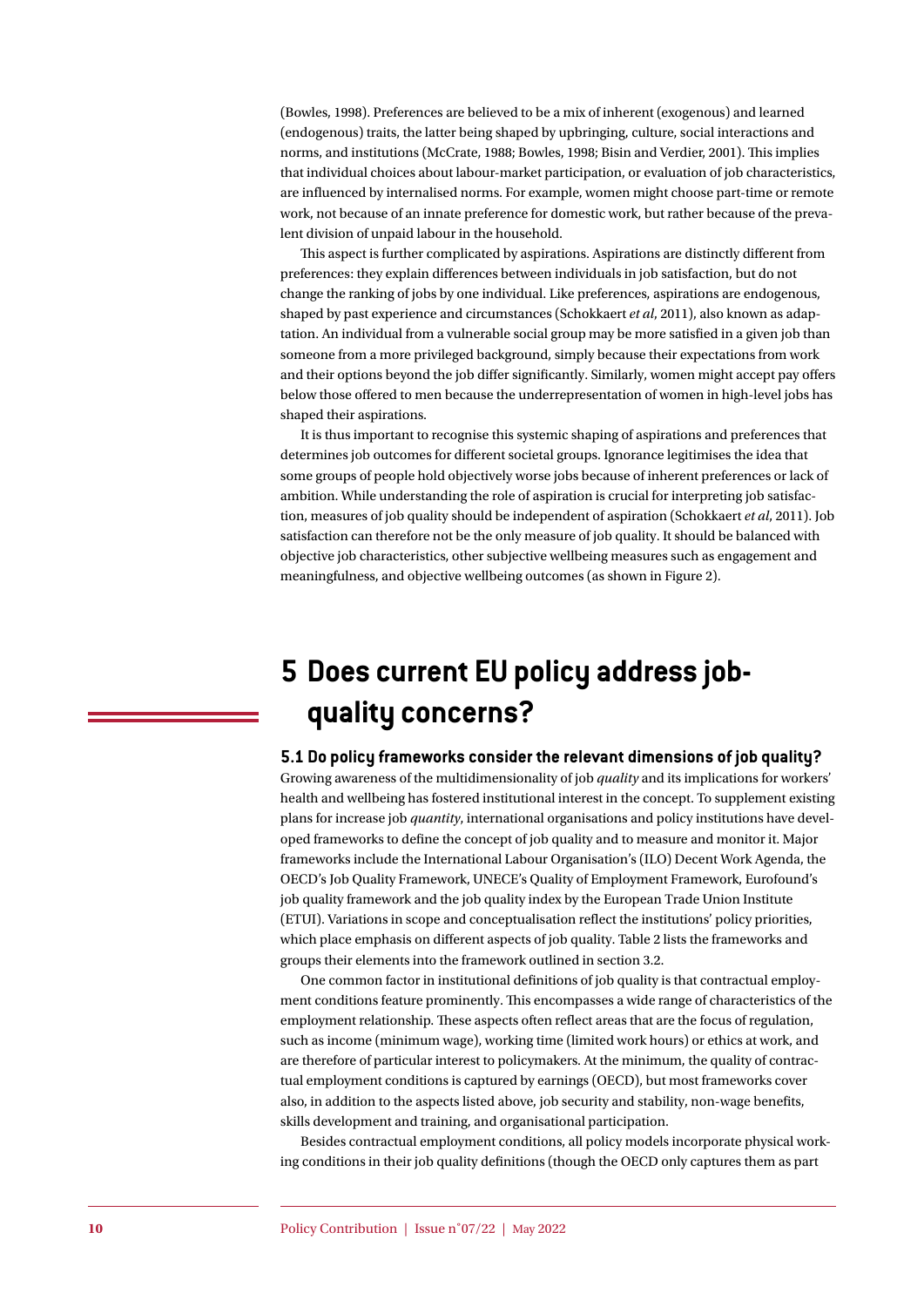(Bowles, 1998). Preferences are believed to be a mix of inherent (exogenous) and learned (endogenous) traits, the latter being shaped by upbringing, culture, social interactions and norms, and institutions (McCrate, 1988; Bowles, 1998; Bisin and Verdier, 2001). This implies that individual choices about labour-market participation, or evaluation of job characteristics, are influenced by internalised norms. For example, women might choose part-time or remote work, not because of an innate preference for domestic work, but rather because of the prevalent division of unpaid labour in the household.

This aspect is further complicated by aspirations. Aspirations are distinctly different from preferences: they explain differences between individuals in job satisfaction, but do not change the ranking of jobs by one individual. Like preferences, aspirations are endogenous, shaped by past experience and circumstances (Schokkaert *et al*, 2011), also known as adaptation. An individual from a vulnerable social group may be more satisfied in a given job than someone from a more privileged background, simply because their expectations from work and their options beyond the job differ significantly. Similarly, women might accept pay offers below those offered to men because the underrepresentation of women in high-level jobs has shaped their aspirations.

It is thus important to recognise this systemic shaping of aspirations and preferences that determines job outcomes for different societal groups. Ignorance legitimises the idea that some groups of people hold objectively worse jobs because of inherent preferences or lack of ambition. While understanding the role of aspiration is crucial for interpreting job satisfaction, measures of job quality should be independent of aspiration (Schokkaert *et al*, 2011). Job satisfaction can therefore not be the only measure of job quality. It should be balanced with objective job characteristics, other subjective wellbeing measures such as engagement and meaningfulness, and objective wellbeing outcomes (as shown in Figure 2).

# 5 Does current EU policy address job-quality concerns?

## 5.1 Do policy frameworks consider the relevant dimensions of job quality?

Growing awareness of the multidimensionality of job *quality* and its implications for workers' health and wellbeing has fostered institutional interest in the concept. To supplement existing plans for increase job *quantity*, international organisations and policy institutions have developed frameworks to define the concept of job quality and to measure and monitor it. Major frameworks include the International Labour Organisation's (ILO) Decent Work Agenda, the OECD's Job Quality Framework, UNECE's Quality of Employment Framework, Eurofound's job quality framework and the job quality index by the European Trade Union Institute (ETUI). Variations in scope and conceptualisation reflect the institutions' policy priorities, which place emphasis on different aspects of job quality. Table 2 lists the frameworks and groups their elements into the framework outlined in section 3.2.

One common factor in institutional definitions of job quality is that contractual employment conditions feature prominently. This encompasses a wide range of characteristics of the employment relationship. These aspects often reflect areas that are the focus of regulation, such as income (minimum wage), working time (limited work hours) or ethics at work, and are therefore of particular interest to policymakers. At the minimum, the quality of contractual employment conditions is captured by earnings (OECD), but most frameworks cover also, in addition to the aspects listed above, job security and stability, non-wage benefits, skills development and training, and organisational participation.

Besides contractual employment conditions, all policy models incorporate physical working conditions in their job quality definitions (though the OECD only captures them as part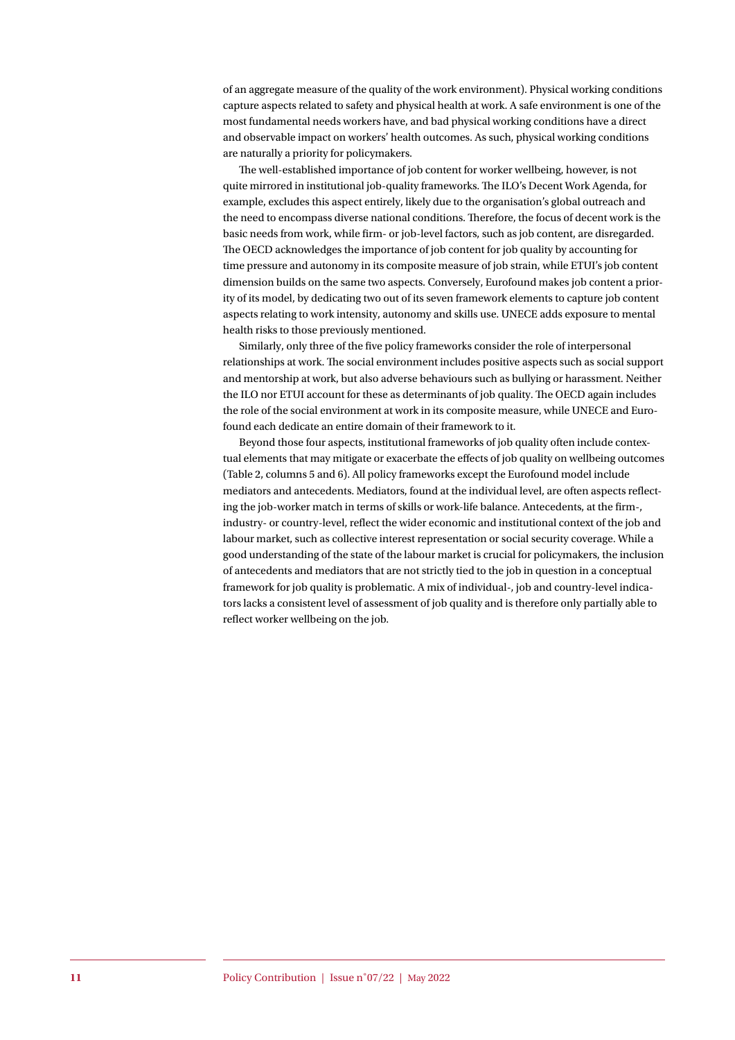of an aggregate measure of the quality of the work environment). Physical working conditions capture aspects related to safety and physical health at work. A safe environment is one of the most fundamental needs workers have, and bad physical working conditions have a direct and observable impact on workers' health outcomes. As such, physical working conditions are naturally a priority for policymakers.

The well-established importance of job content for worker wellbeing, however, is not quite mirrored in institutional job-quality frameworks. The ILO's Decent Work Agenda, for example, excludes this aspect entirely, likely due to the organisation's global outreach and the need to encompass diverse national conditions. Therefore, the focus of decent work is the basic needs from work, while firm- or job-level factors, such as job content, are disregarded. The OECD acknowledges the importance of job content for job quality by accounting for time pressure and autonomy in its composite measure of job strain, while ETUI's job content dimension builds on the same two aspects. Conversely, Eurofound makes job content a priority of its model, by dedicating two out of its seven framework elements to capture job content aspects relating to work intensity, autonomy and skills use. UNECE adds exposure to mental health risks to those previously mentioned.

Similarly, only three of the five policy frameworks consider the role of interpersonal relationships at work. The social environment includes positive aspects such as social support and mentorship at work, but also adverse behaviours such as bullying or harassment. Neither the ILO nor ETUI account for these as determinants of job quality. The OECD again includes the role of the social environment at work in its composite measure, while UNECE and Eurofound each dedicate an entire domain of their framework to it.

Beyond those four aspects, institutional frameworks of job quality often include contextual elements that may mitigate or exacerbate the effects of job quality on wellbeing outcomes (Table 2, columns 5 and 6). All policy frameworks except the Eurofound model include mediators and antecedents. Mediators, found at the individual level, are often aspects reflecting the job-worker match in terms of skills or work-life balance. Antecedents, at the firm-, industry- or country-level, reflect the wider economic and institutional context of the job and labour market, such as collective interest representation or social security coverage. While a good understanding of the state of the labour market is crucial for policymakers, the inclusion of antecedents and mediators that are not strictly tied to the job in question in a conceptual framework for job quality is problematic. A mix of individual-, job and country-level indicators lacks a consistent level of assessment of job quality and is therefore only partially able to reflect worker wellbeing on the job.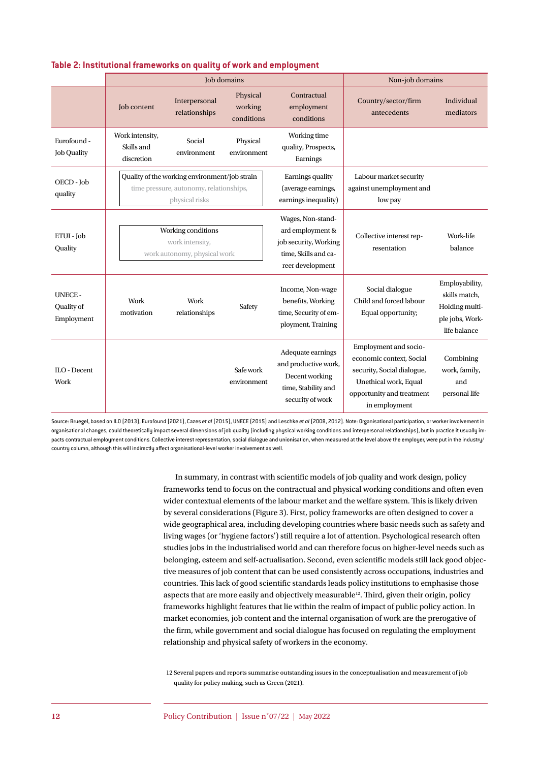**Table 2: Institutional frameworks on quality of work and employment**

| | Job domains | | | | Non-job domains | |
|---|---|---|---|---|---|---|
| | Job content | Interpersonal relationships | Physical working conditions | Contractual employment conditions | Country/sector/firm antecedents | Individual mediators |
| Eurofound - Job Quality | Work intensity, Skills and discretion | Social environment | Physical environment | Working time quality, Prospects, Earnings | | |
| OECD - Job quality | Quality of the working environment/job strain: time pressure, autonomy, relationships, physical risks | | | Earnings quality (average earnings, earnings inequality) | Labour market security against unemployment and low pay | |
| ETUI - Job Quality | Working conditions: work intensity, work autonomy, physical work | | | Wages, Non-standard employment & job security, Working time, Skills and career development | Collective interest representation | Work-life balance |
| UNECE - Quality of Employment | Work motivation | Work relationships | Safety | Income, Non-wage benefits, Working time, Security of employment, Training | Social dialogue Child and forced labour Equal opportunity; | Employability, skills match, Holding multiple jobs, Work-life balance |
| ILO - Decent Work | | | Safe work environment | Adequate earnings and productive work, Decent working time, Stability and security of work | Employment and socio-economic context, Social security, Social dialogue, Unethical work, Equal opportunity and treatment in employment | Combining work, family, and personal life |

Source: Bruegel, based on ILO (2013), Eurofound (2021), Cazes *et al* (2015), UNECE (2015) and Leschke *et al* (2008, 2012). Note: Organisational participation, or worker involvement in organisational changes, could theoretically impact several dimensions of job quality (including physical working conditions and interpersonal relationships), but in practice it usually impacts contractual employment conditions. Collective interest representation, social dialogue and unionisation, when measured at the level above the employer, were put in the industry/country column, although this will indirectly affect organisational-level worker involvement as well.

In summary, in contrast with scientific models of job quality and work design, policy frameworks tend to focus on the contractual and physical working conditions and often even wider contextual elements of the labour market and the welfare system. This is likely driven by several considerations (Figure 3). First, policy frameworks are often designed to cover a wide geographical area, including developing countries where basic needs such as safety and living wages (or 'hygiene factors') still require a lot of attention. Psychological research often studies jobs in the industrialised world and can therefore focus on higher-level needs such as belonging, esteem and self-actualisation. Second, even scientific models still lack good objective measures of job content that can be used consistently across occupations, industries and countries. This lack of good scientific standards leads policy institutions to emphasise those aspects that are more easily and objectively measurable[12]. Third, given their origin, policy frameworks highlight features that lie within the realm of impact of public policy action. In market economies, job content and the internal organisation of work are the prerogative of the firm, while government and social dialogue has focused on regulating the employment relationship and physical safety of workers in the economy.

12 Several papers and reports summarise outstanding issues in the conceptualisation and measurement of job quality for policy making, such as Green (2021).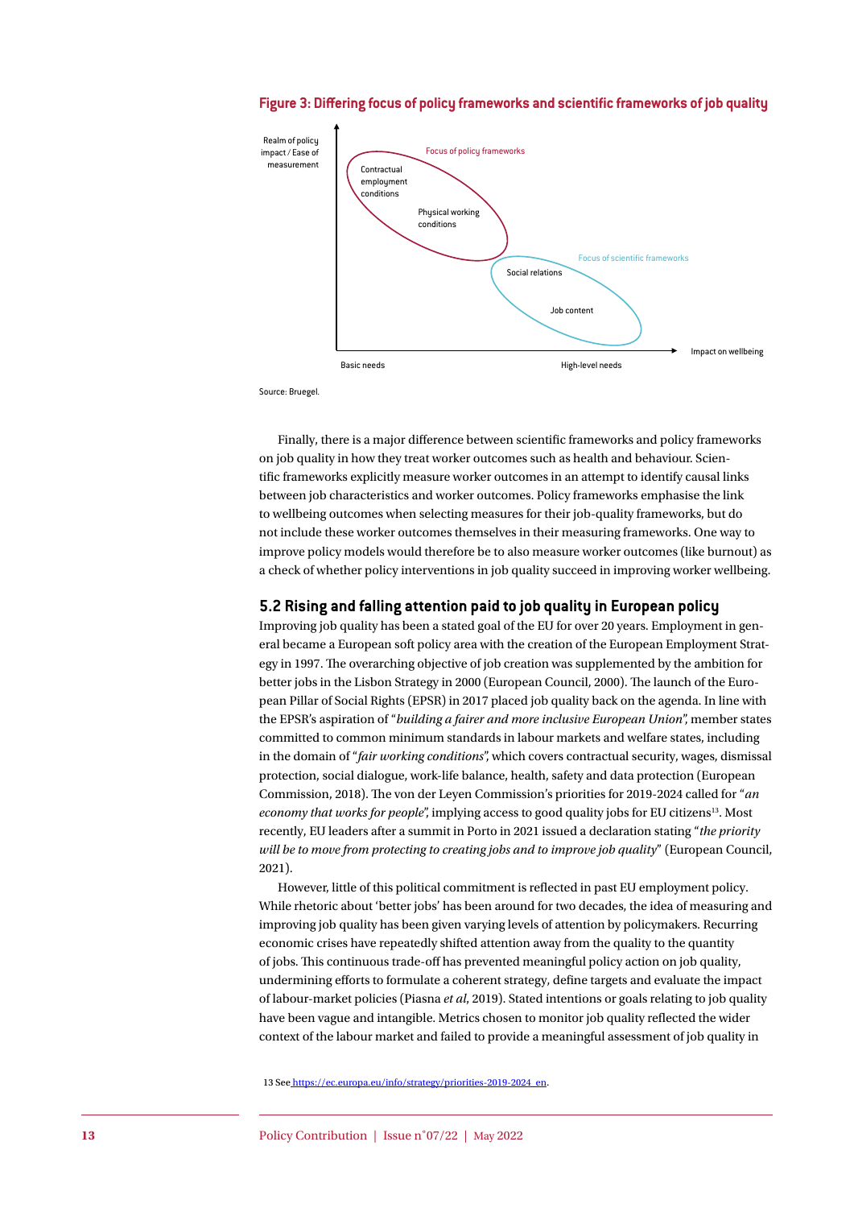**Figure 3: Differing focus of policy frameworks and scientific frameworks of job quality**

Realm of policy impact / Ease of measurement

Focus of policy frameworks

Contractual employment conditions

Physical working conditions

Focus of scientific frameworks

Social relations

Job content

Impact on wellbeing

Basic needs

High-level needs

Source: Bruegel.

Finally, there is a major difference between scientific frameworks and policy frameworks on job quality in how they treat worker outcomes such as health and behaviour. Scientific frameworks explicitly measure worker outcomes in an attempt to identify causal links between job characteristics and worker outcomes. Policy frameworks emphasise the link to wellbeing outcomes when selecting measures for their job-quality frameworks, but do not include these worker outcomes themselves in their measuring frameworks. One way to improve policy models would therefore be to also measure worker outcomes (like burnout) as a check of whether policy interventions in job quality succeed in improving worker wellbeing.

## 5.2 Rising and falling attention paid to job quality in European policy

Improving job quality has been a stated goal of the EU for over 20 years. Employment in general became a European soft policy area with the creation of the European Employment Strategy in 1997. The overarching objective of job creation was supplemented by the ambition for better jobs in the Lisbon Strategy in 2000 (European Council, 2000). The launch of the European Pillar of Social Rights (EPSR) in 2017 placed job quality back on the agenda. In line with the EPSR's aspiration of "*building a fairer and more inclusive European Union*", member states committed to common minimum standards in labour markets and welfare states, including in the domain of "*fair working conditions*", which covers contractual security, wages, dismissal protection, social dialogue, work-life balance, health, safety and data protection (European Commission, 2018). The von der Leyen Commission's priorities for 2019-2024 called for "*an economy that works for people*", implying access to good quality jobs for EU citizens[13]. Most recently, EU leaders after a summit in Porto in 2021 issued a declaration stating "*the priority will be to move from protecting to creating jobs and to improve job quality*" (European Council, 2021).

However, little of this political commitment is reflected in past EU employment policy. While rhetoric about 'better jobs' has been around for two decades, the idea of measuring and improving job quality has been given varying levels of attention by policymakers. Recurring economic crises have repeatedly shifted attention away from the quality to the quantity of jobs. This continuous trade-off has prevented meaningful policy action on job quality, undermining efforts to formulate a coherent strategy, define targets and evaluate the impact of labour-market policies (Piasna *et al*, 2019). Stated intentions or goals relating to job quality have been vague and intangible. Metrics chosen to monitor job quality reflected the wider context of the labour market and failed to provide a meaningful assessment of job quality in

13 See https://ec.europa.eu/info/strategy/priorities-2019-2024_en.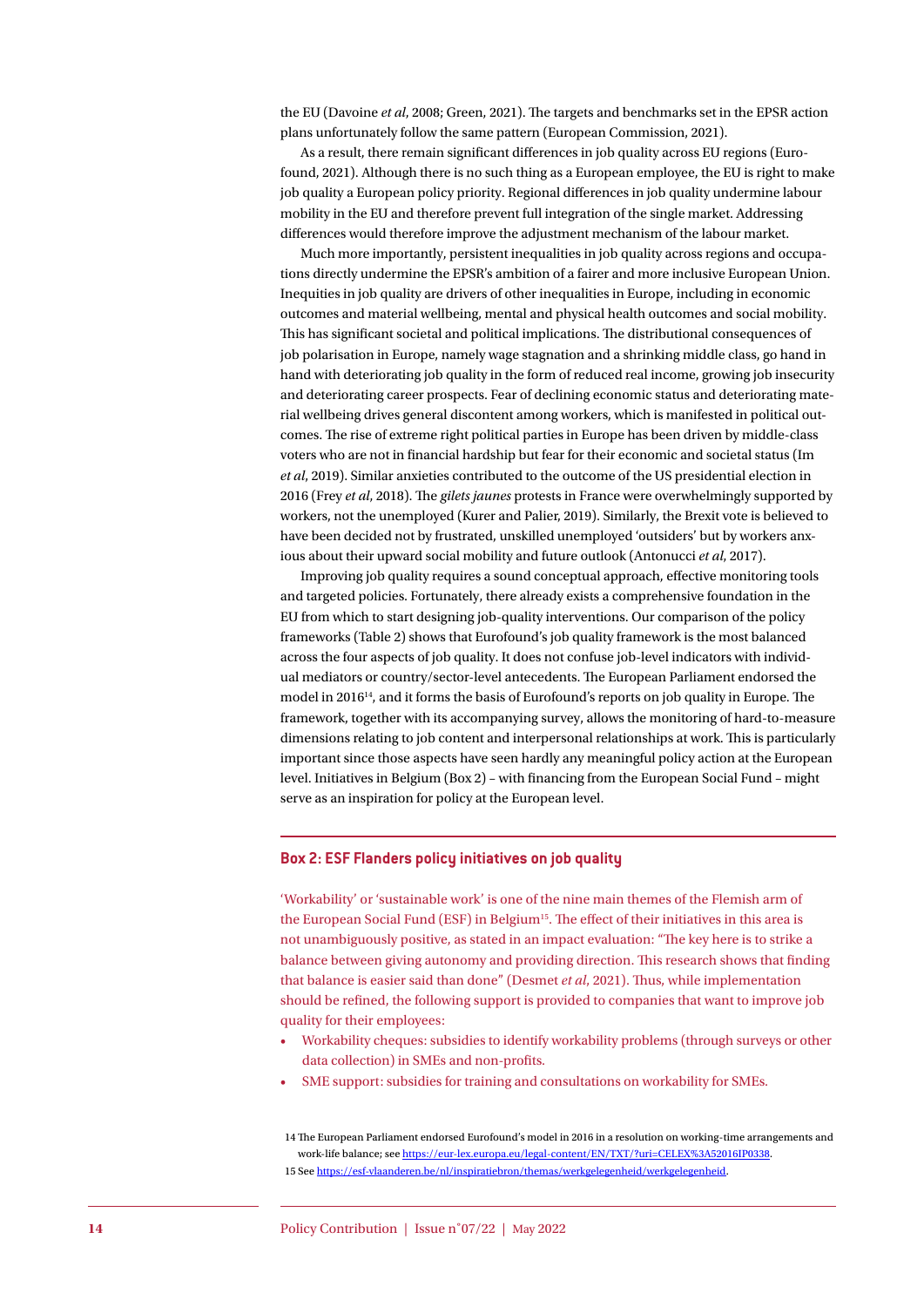the EU (Davoine *et al*, 2008; Green, 2021). The targets and benchmarks set in the EPSR action plans unfortunately follow the same pattern (European Commission, 2021).

As a result, there remain significant differences in job quality across EU regions (Eurofound, 2021). Although there is no such thing as a European employee, the EU is right to make job quality a European policy priority. Regional differences in job quality undermine labour mobility in the EU and therefore prevent full integration of the single market. Addressing differences would therefore improve the adjustment mechanism of the labour market.

Much more importantly, persistent inequalities in job quality across regions and occupations directly undermine the EPSR's ambition of a fairer and more inclusive European Union. Inequities in job quality are drivers of other inequalities in Europe, including in economic outcomes and material wellbeing, mental and physical health outcomes and social mobility. This has significant societal and political implications. The distributional consequences of job polarisation in Europe, namely wage stagnation and a shrinking middle class, go hand in hand with deteriorating job quality in the form of reduced real income, growing job insecurity and deteriorating career prospects. Fear of declining economic status and deteriorating material wellbeing drives general discontent among workers, which is manifested in political outcomes. The rise of extreme right political parties in Europe has been driven by middle-class voters who are not in financial hardship but fear for their economic and societal status (Im *et al*, 2019). Similar anxieties contributed to the outcome of the US presidential election in 2016 (Frey *et al*, 2018). The *gilets jaunes* protests in France were overwhelmingly supported by workers, not the unemployed (Kurer and Palier, 2019). Similarly, the Brexit vote is believed to have been decided not by frustrated, unskilled unemployed 'outsiders' but by workers anxious about their upward social mobility and future outlook (Antonucci *et al*, 2017).

Improving job quality requires a sound conceptual approach, effective monitoring tools and targeted policies. Fortunately, there already exists a comprehensive foundation in the EU from which to start designing job-quality interventions. Our comparison of the policy frameworks (Table 2) shows that Eurofound's job quality framework is the most balanced across the four aspects of job quality. It does not confuse job-level indicators with individual mediators or country/sector-level antecedents. The European Parliament endorsed the model in 2016[14], and it forms the basis of Eurofound's reports on job quality in Europe. The framework, together with its accompanying survey, allows the monitoring of hard-to-measure dimensions relating to job content and interpersonal relationships at work. This is particularly important since those aspects have seen hardly any meaningful policy action at the European level. Initiatives in Belgium (Box 2) – with financing from the European Social Fund – might serve as an inspiration for policy at the European level.

### Box 2: ESF Flanders policy initiatives on job quality

'Workability' or 'sustainable work' is one of the nine main themes of the Flemish arm of the European Social Fund (ESF) in Belgium[15]. The effect of their initiatives in this area is not unambiguously positive, as stated in an impact evaluation: "The key here is to strike a balance between giving autonomy and providing direction. This research shows that finding that balance is easier said than done" (Desmet *et al*, 2021). Thus, while implementation should be refined, the following support is provided to companies that want to improve job quality for their employees:

- Workability cheques: subsidies to identify workability problems (through surveys or other data collection) in SMEs and non-profits.
- SME support: subsidies for training and consultations on workability for SMEs.

14 The European Parliament endorsed Eurofound's model in 2016 in a resolution on working-time arrangements and work-life balance; see https://eur-lex.europa.eu/legal-content/EN/TXT/?uri=CELEX%3A52016IP0338.

15 See https://esf-vlaanderen.be/nl/inspiratiebron/themas/werkgelegenheid/werkgelegenheid.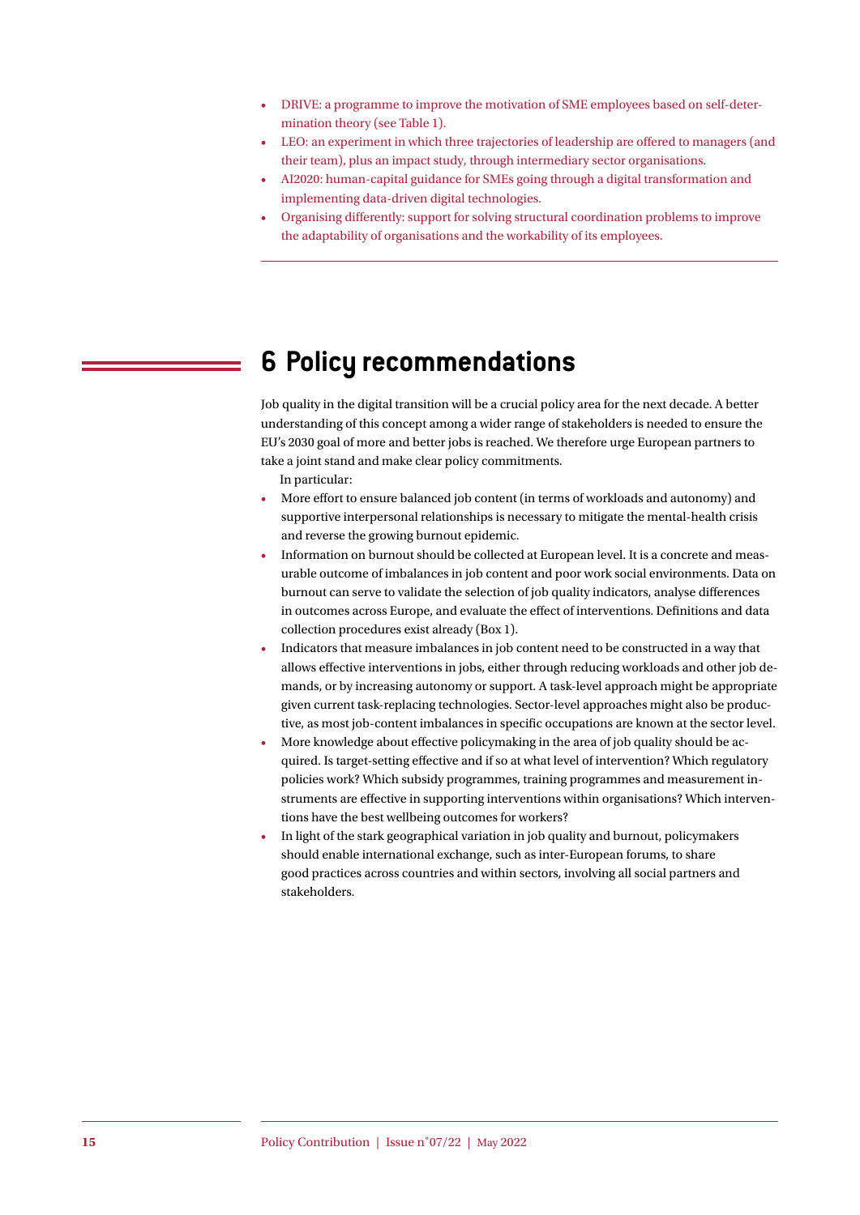- DRIVE: a programme to improve the motivation of SME employees based on self-determination theory (see Table 1).
- LEO: an experiment in which three trajectories of leadership are offered to managers (and their team), plus an impact study, through intermediary sector organisations.
- AI2020: human-capital guidance for SMEs going through a digital transformation and implementing data-driven digital technologies.
- Organising differently: support for solving structural coordination problems to improve the adaptability of organisations and the workability of its employees.

# 6 Policy recommendations

Job quality in the digital transition will be a crucial policy area for the next decade. A better understanding of this concept among a wider range of stakeholders is needed to ensure the EU's 2030 goal of more and better jobs is reached. We therefore urge European partners to take a joint stand and make clear policy commitments.

In particular:

- More effort to ensure balanced job content (in terms of workloads and autonomy) and supportive interpersonal relationships is necessary to mitigate the mental-health crisis and reverse the growing burnout epidemic.
- Information on burnout should be collected at European level. It is a concrete and measurable outcome of imbalances in job content and poor work social environments. Data on burnout can serve to validate the selection of job quality indicators, analyse differences in outcomes across Europe, and evaluate the effect of interventions. Definitions and data collection procedures exist already (Box 1).
- Indicators that measure imbalances in job content need to be constructed in a way that allows effective interventions in jobs, either through reducing workloads and other job demands, or by increasing autonomy or support. A task-level approach might be appropriate given current task-replacing technologies. Sector-level approaches might also be productive, as most job-content imbalances in specific occupations are known at the sector level.
- More knowledge about effective policymaking in the area of job quality should be acquired. Is target-setting effective and if so at what level of intervention? Which regulatory policies work? Which subsidy programmes, training programmes and measurement instruments are effective in supporting interventions within organisations? Which interventions have the best wellbeing outcomes for workers?
- In light of the stark geographical variation in job quality and burnout, policymakers should enable international exchange, such as inter-European forums, to share good practices across countries and within sectors, involving all social partners and stakeholders.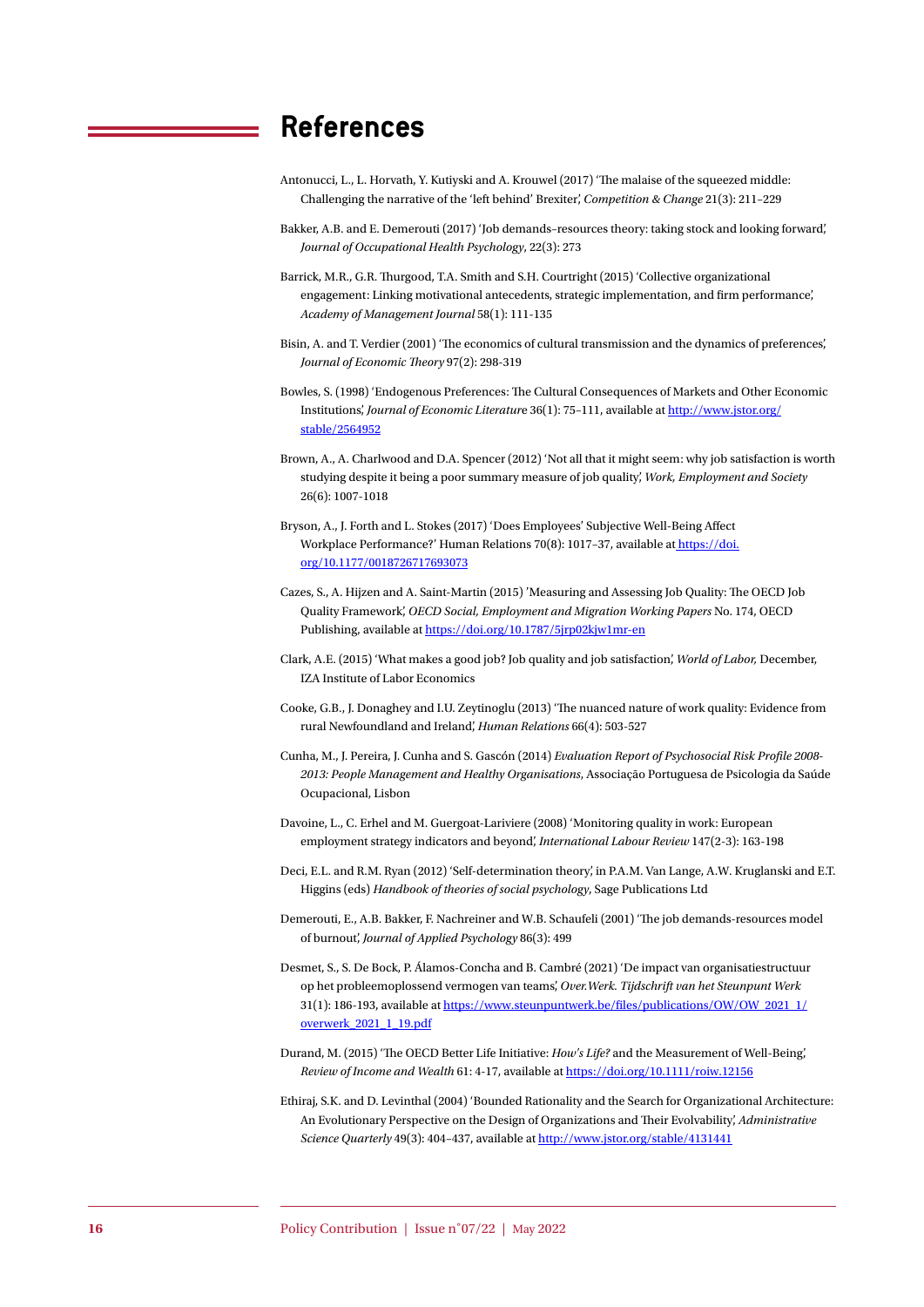## References

Antonucci, L., L. Horvath, Y. Kutiyski and A. Krouwel (2017) 'The malaise of the squeezed middle: Challenging the narrative of the 'left behind' Brexiter', *Competition & Change* 21(3): 211–229

Bakker, A.B. and E. Demerouti (2017) 'Job demands–resources theory: taking stock and looking forward', *Journal of Occupational Health Psychology*, 22(3): 273

Barrick, M.R., G.R. Thurgood, T.A. Smith and S.H. Courtright (2015) 'Collective organizational engagement: Linking motivational antecedents, strategic implementation, and firm performance', *Academy of Management Journal* 58(1): 111-135

Bisin, A. and T. Verdier (2001) 'The economics of cultural transmission and the dynamics of preferences', *Journal of Economic Theory* 97(2): 298-319

Bowles, S. (1998) 'Endogenous Preferences: The Cultural Consequences of Markets and Other Economic Institutions', *Journal of Economic Literature* 36(1): 75–111, available at http://www.jstor.org/stable/2564952

Brown, A., A. Charlwood and D.A. Spencer (2012) 'Not all that it might seem: why job satisfaction is worth studying despite it being a poor summary measure of job quality', *Work, Employment and Society* 26(6): 1007-1018

Bryson, A., J. Forth and L. Stokes (2017) 'Does Employees' Subjective Well-Being Affect Workplace Performance?' Human Relations 70(8): 1017–37, available at https://doi.org/10.1177/0018726717693073

Cazes, S., A. Hijzen and A. Saint-Martin (2015) 'Measuring and Assessing Job Quality: The OECD Job Quality Framework', *OECD Social, Employment and Migration Working Papers* No. 174, OECD Publishing, available at https://doi.org/10.1787/5jrp02kjw1mr-en

Clark, A.E. (2015) 'What makes a good job? Job quality and job satisfaction', *World of Labor,* December, IZA Institute of Labor Economics

Cooke, G.B., J. Donaghey and I.U. Zeytinoglu (2013) 'The nuanced nature of work quality: Evidence from rural Newfoundland and Ireland', *Human Relations* 66(4): 503-527

Cunha, M., J. Pereira, J. Cunha and S. Gascón (2014) *Evaluation Report of Psychosocial Risk Profile 2008-2013: People Management and Healthy Organisations*, Associação Portuguesa de Psicologia da Saúde Ocupacional, Lisbon

Davoine, L., C. Erhel and M. Guergoat-Lariviere (2008) 'Monitoring quality in work: European employment strategy indicators and beyond', *International Labour Review* 147(2-3): 163-198

Deci, E.L. and R.M. Ryan (2012) 'Self-determination theory', in P.A.M. Van Lange, A.W. Kruglanski and E.T. Higgins (eds) *Handbook of theories of social psychology*, Sage Publications Ltd

Demerouti, E., A.B. Bakker, F. Nachreiner and W.B. Schaufeli (2001) 'The job demands-resources model of burnout', *Journal of Applied Psychology* 86(3): 499

Desmet, S., S. De Bock, P. Álamos-Concha and B. Cambré (2021) 'De impact van organisatiestructuur op het probleemoplossend vermogen van teams', *Over.Werk. Tijdschrift van het Steunpunt Werk* 31(1): 186-193, available at https://www.steunpuntwerk.be/files/publications/OW/OW_2021_1/overwerk_2021_1_19.pdf

Durand, M. (2015) 'The OECD Better Life Initiative: *How's Life?* and the Measurement of Well-Being', *Review of Income and Wealth* 61: 4-17, available at https://doi.org/10.1111/roiw.12156

Ethiraj, S.K. and D. Levinthal (2004) 'Bounded Rationality and the Search for Organizational Architecture: An Evolutionary Perspective on the Design of Organizations and Their Evolvability', *Administrative Science Quarterly* 49(3): 404–437, available at http://www.jstor.org/stable/4131441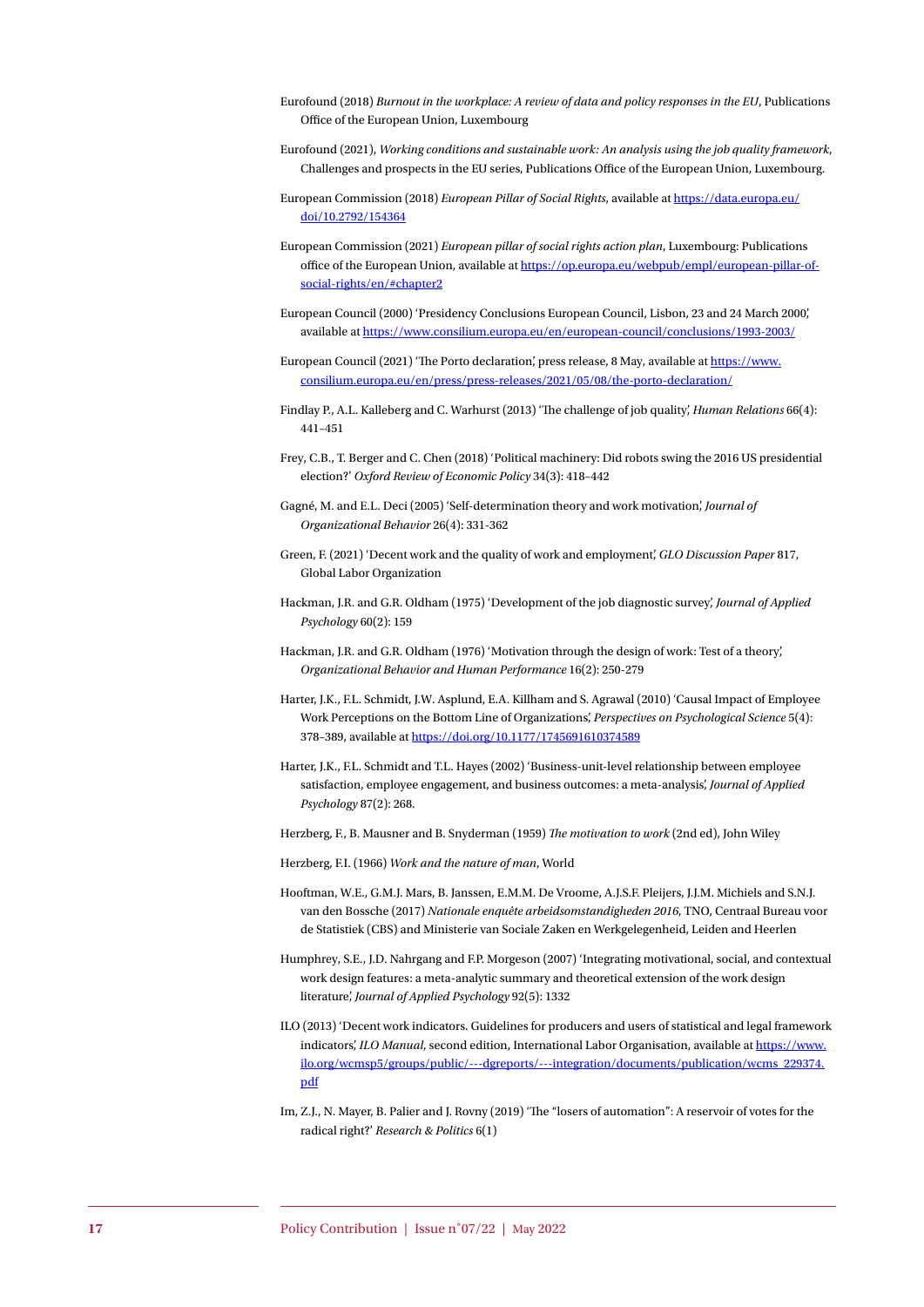Eurofound (2018) *Burnout in the workplace: A review of data and policy responses in the EU*, Publications Office of the European Union, Luxembourg

Eurofound (2021), *Working conditions and sustainable work: An analysis using the job quality framework*, Challenges and prospects in the EU series, Publications Office of the European Union, Luxembourg.

European Commission (2018) *European Pillar of Social Rights*, available at https://data.europa.eu/doi/10.2792/154364

European Commission (2021) *European pillar of social rights action plan*, Luxembourg: Publications office of the European Union, available at https://op.europa.eu/webpub/empl/european-pillar-of-social-rights/en/#chapter2

European Council (2000) 'Presidency Conclusions European Council, Lisbon, 23 and 24 March 2000', available at https://www.consilium.europa.eu/en/european-council/conclusions/1993-2003/

European Council (2021) 'The Porto declaration', press release, 8 May, available at https://www.consilium.europa.eu/en/press/press-releases/2021/05/08/the-porto-declaration/

Findlay P., A.L. Kalleberg and C. Warhurst (2013) 'The challenge of job quality', *Human Relations* 66(4): 441–451

Frey, C.B., T. Berger and C. Chen (2018) 'Political machinery: Did robots swing the 2016 US presidential election?' *Oxford Review of Economic Policy* 34(3): 418–442

Gagné, M. and E.L. Deci (2005) 'Self-determination theory and work motivation', *Journal of Organizational Behavior* 26(4): 331-362

Green, F. (2021) 'Decent work and the quality of work and employment', *GLO Discussion Paper* 817, Global Labor Organization

Hackman, J.R. and G.R. Oldham (1975) 'Development of the job diagnostic survey', *Journal of Applied Psychology* 60(2): 159

Hackman, J.R. and G.R. Oldham (1976) 'Motivation through the design of work: Test of a theory', *Organizational Behavior and Human Performance* 16(2): 250-279

Harter, J.K., F.L. Schmidt, J.W. Asplund, E.A. Killham and S. Agrawal (2010) 'Causal Impact of Employee Work Perceptions on the Bottom Line of Organizations', *Perspectives on Psychological Science* 5(4): 378–389, available at https://doi.org/10.1177/1745691610374589

Harter, J.K., F.L. Schmidt and T.L. Hayes (2002) 'Business-unit-level relationship between employee satisfaction, employee engagement, and business outcomes: a meta-analysis', *Journal of Applied Psychology* 87(2): 268.

Herzberg, F., B. Mausner and B. Snyderman (1959) *The motivation to work* (2nd ed), John Wiley

Herzberg, F.I. (1966) *Work and the nature of man*, World

Hooftman, W.E., G.M.J. Mars, B. Janssen, E.M.M. De Vroome, A.J.S.F. Pleijers, J.J.M. Michiels and S.N.J. van den Bossche (2017) *Nationale enquête arbeidsomstandigheden 2016*, TNO, Centraal Bureau voor de Statistiek (CBS) and Ministerie van Sociale Zaken en Werkgelegenheid, Leiden and Heerlen

Humphrey, S.E., J.D. Nahrgang and F.P. Morgeson (2007) 'Integrating motivational, social, and contextual work design features: a meta-analytic summary and theoretical extension of the work design literature', *Journal of Applied Psychology* 92(5): 1332

ILO (2013) 'Decent work indicators. Guidelines for producers and users of statistical and legal framework indicators', *ILO Manual*, second edition, International Labor Organisation, available at https://www.ilo.org/wcmsp5/groups/public/---dgreports/---integration/documents/publication/wcms_229374.pdf

Im, Z.J., N. Mayer, B. Palier and J. Rovny (2019) 'The "losers of automation": A reservoir of votes for the radical right?' *Research & Politics* 6(1)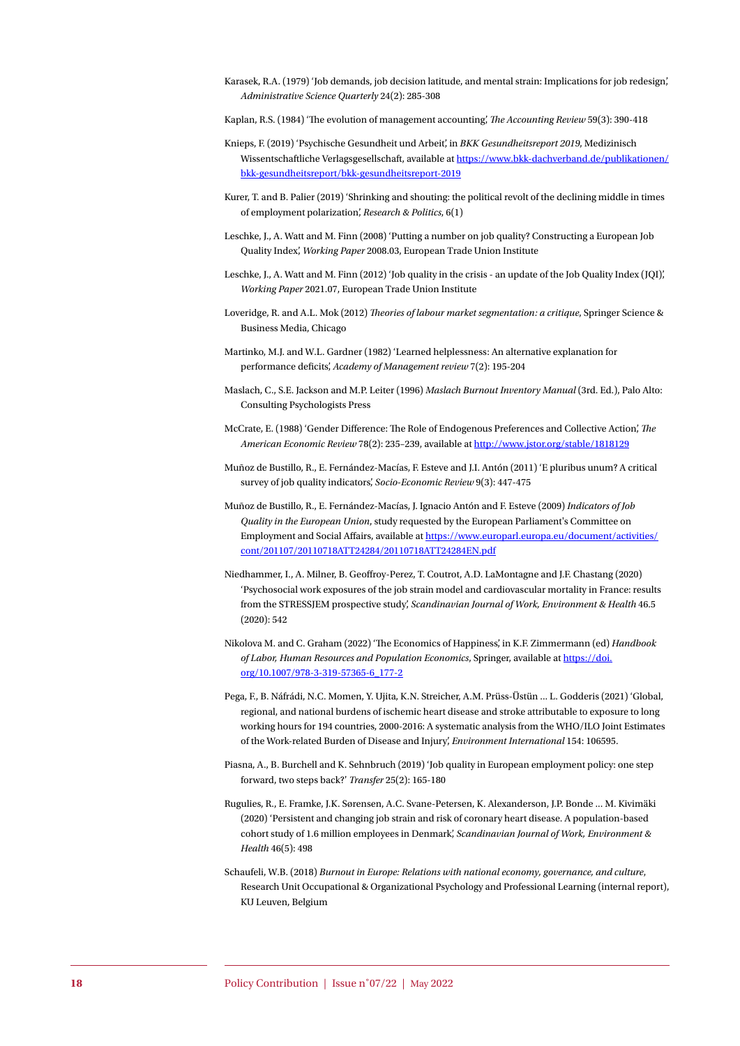Karasek, R.A. (1979) 'Job demands, job decision latitude, and mental strain: Implications for job redesign', *Administrative Science Quarterly* 24(2): 285-308

Kaplan, R.S. (1984) 'The evolution of management accounting', *The Accounting Review* 59(3): 390-418

Knieps, F. (2019) 'Psychische Gesundheit und Arbeit', in *BKK Gesundheitsreport 2019*, Medizinisch Wissentschaftliche Verlagsgesellschaft, available at https://www.bkk-dachverband.de/publikationen/bkk-gesundheitsreport/bkk-gesundheitsreport-2019

Kurer, T. and B. Palier (2019) 'Shrinking and shouting: the political revolt of the declining middle in times of employment polarization', *Research & Politics*, 6(1)

Leschke, J., A. Watt and M. Finn (2008) 'Putting a number on job quality? Constructing a European Job Quality Index', *Working Paper* 2008.03, European Trade Union Institute

Leschke, J., A. Watt and M. Finn (2012) 'Job quality in the crisis - an update of the Job Quality Index (JQI)', *Working Paper* 2021.07, European Trade Union Institute

Loveridge, R. and A.L. Mok (2012) *Theories of labour market segmentation: a critique*, Springer Science & Business Media, Chicago

Martinko, M.J. and W.L. Gardner (1982) 'Learned helplessness: An alternative explanation for performance deficits', *Academy of Management review* 7(2): 195-204

Maslach, C., S.E. Jackson and M.P. Leiter (1996) *Maslach Burnout Inventory Manual* (3rd. Ed.), Palo Alto: Consulting Psychologists Press

McCrate, E. (1988) 'Gender Difference: The Role of Endogenous Preferences and Collective Action', *The American Economic Review* 78(2): 235–239, available at http://www.jstor.org/stable/1818129

Muñoz de Bustillo, R., E. Fernández-Macías, F. Esteve and J.I. Antón (2011) 'E pluribus unum? A critical survey of job quality indicators', *Socio-Economic Review* 9(3): 447-475

Muñoz de Bustillo, R., E. Fernández-Macías, J. Ignacio Antón and F. Esteve (2009) *Indicators of Job Quality in the European Union*, study requested by the European Parliament's Committee on Employment and Social Affairs, available at https://www.europarl.europa.eu/document/activities/cont/201107/20110718ATT24284/20110718ATT24284EN.pdf

Niedhammer, I., A. Milner, B. Geoffroy-Perez, T. Coutrot, A.D. LaMontagne and J.F. Chastang (2020) 'Psychosocial work exposures of the job strain model and cardiovascular mortality in France: results from the STRESSJEM prospective study', *Scandinavian Journal of Work, Environment & Health* 46.5 (2020): 542

Nikolova M. and C. Graham (2022) 'The Economics of Happiness', in K.F. Zimmermann (ed) *Handbook of Labor, Human Resources and Population Economics*, Springer, available at https://doi.org/10.1007/978-3-319-57365-6_177-2

Pega, F., B. Náfrádi, N.C. Momen, Y. Ujita, K.N. Streicher, A.M. Prüss-Üstün ... L. Godderis (2021) 'Global, regional, and national burdens of ischemic heart disease and stroke attributable to exposure to long working hours for 194 countries, 2000-2016: A systematic analysis from the WHO/ILO Joint Estimates of the Work-related Burden of Disease and Injury', *Environment International* 154: 106595.

Piasna, A., B. Burchell and K. Sehnbruch (2019) 'Job quality in European employment policy: one step forward, two steps back?' *Transfer* 25(2): 165-180

Rugulies, R., E. Framke, J.K. Sørensen, A.C. Svane-Petersen, K. Alexanderson, J.P. Bonde ... M. Kivimäki (2020) 'Persistent and changing job strain and risk of coronary heart disease. A population-based cohort study of 1.6 million employees in Denmark', *Scandinavian Journal of Work, Environment & Health* 46(5): 498

Schaufeli, W.B. (2018) *Burnout in Europe: Relations with national economy, governance, and culture*, Research Unit Occupational & Organizational Psychology and Professional Learning (internal report), KU Leuven, Belgium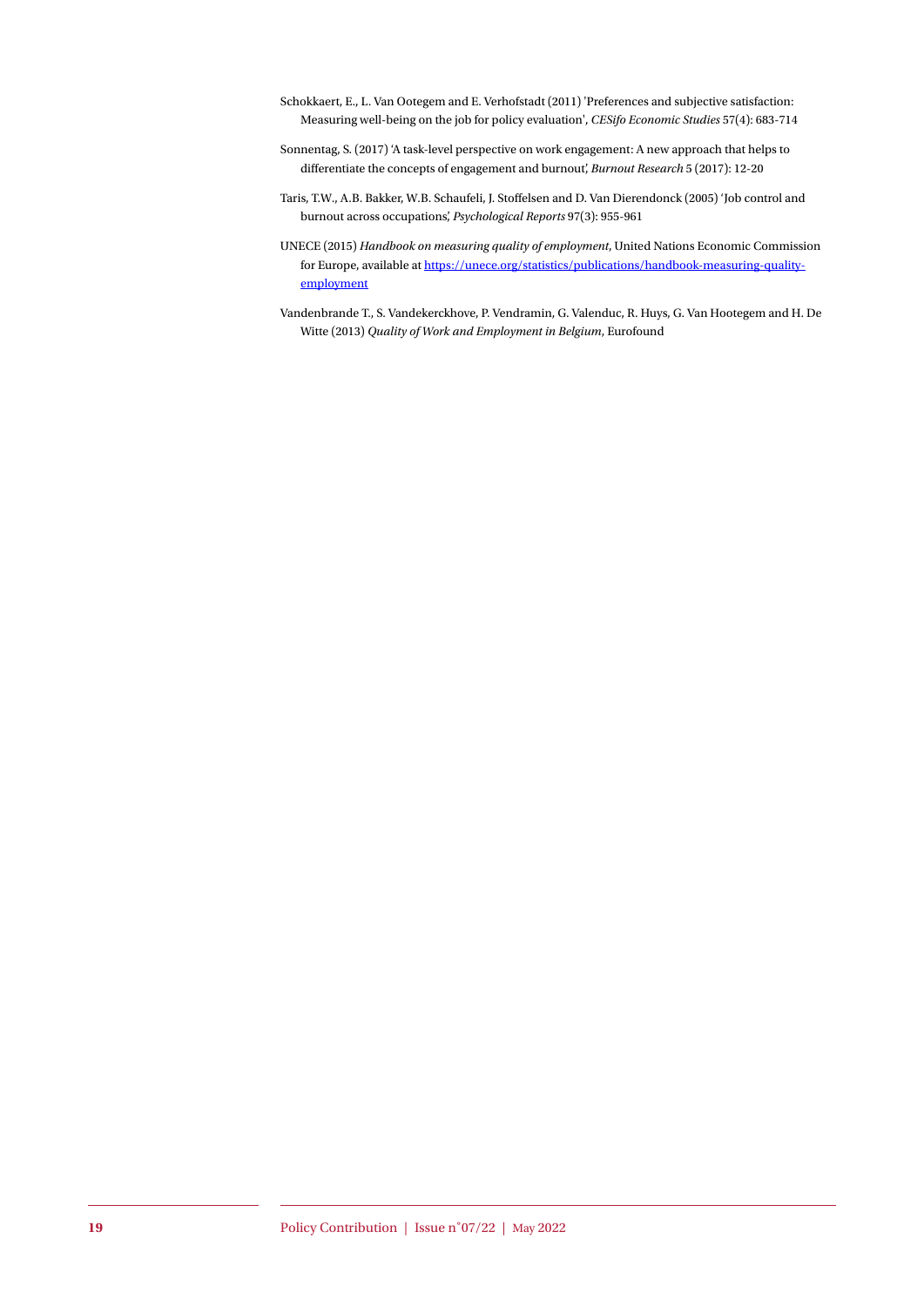Schokkaert, E., L. Van Ootegem and E. Verhofstadt (2011) 'Preferences and subjective satisfaction: Measuring well-being on the job for policy evaluation', *CESifo Economic Studies* 57(4): 683-714

Sonnentag, S. (2017) 'A task-level perspective on work engagement: A new approach that helps to differentiate the concepts of engagement and burnout', *Burnout Research* 5 (2017): 12-20

Taris, T.W., A.B. Bakker, W.B. Schaufeli, J. Stoffelsen and D. Van Dierendonck (2005) 'Job control and burnout across occupations', *Psychological Reports* 97(3): 955-961

UNECE (2015) *Handbook on measuring quality of employment*, United Nations Economic Commission for Europe, available at [https://unece.org/statistics/publications/handbook-measuring-quality-employment](https://unece.org/statistics/publications/handbook-measuring-quality-employment)

Vandenbrande T., S. Vandekerckhove, P. Vendramin, G. Valenduc, R. Huys, G. Van Hootegem and H. De Witte (2013) *Quality of Work and Employment in Belgium*, Eurofound